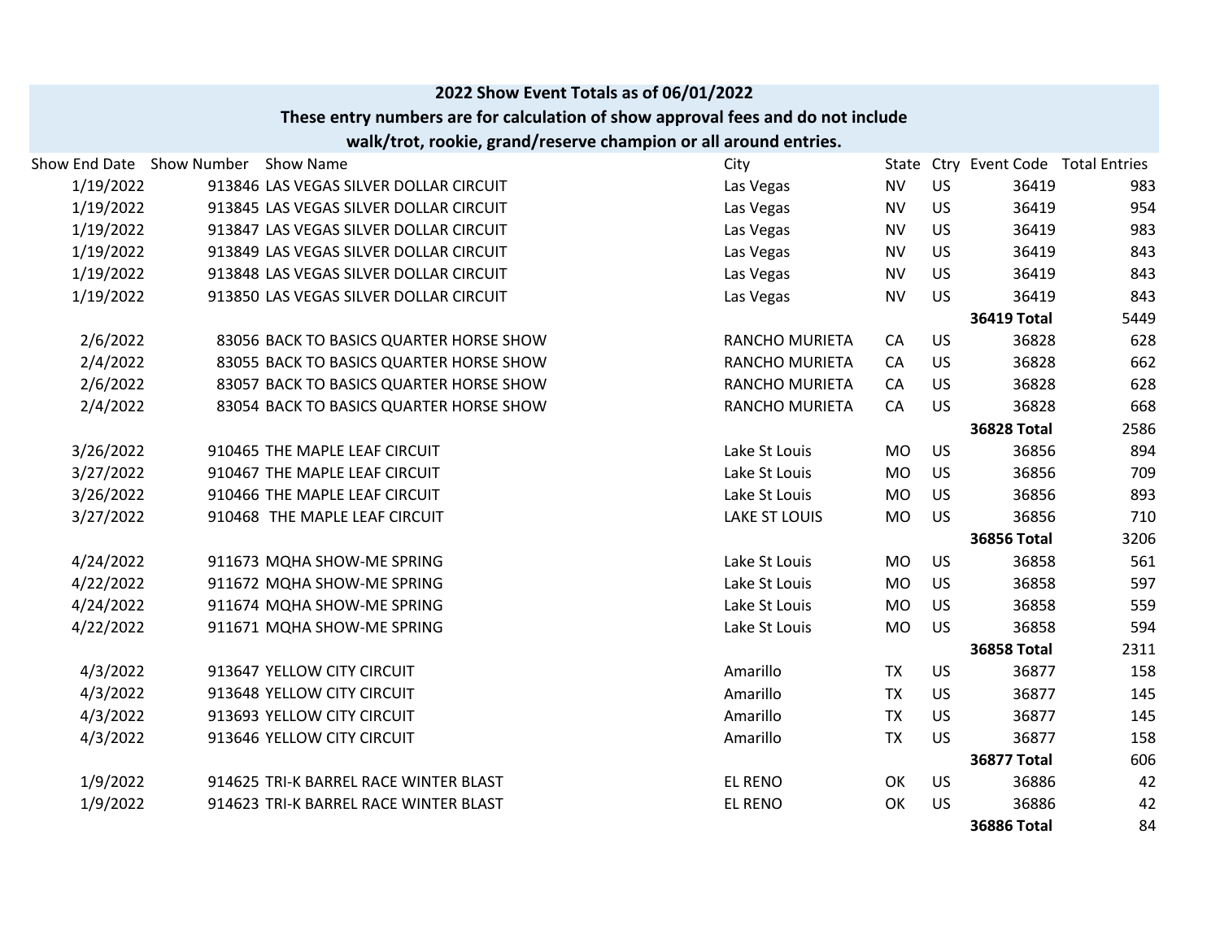**2022 Show Event Totals as of 06/01/2022**

**These entry numbers are for calculation of show approval fees and do not include walk/trot, rookie, grand/reserve champion or all around entries.**

| Show End Date | Show Number | Show Name | City | State | Ctry | Event Code | Total Entries |
|---|---|---|---|---|---|---|---|
| 1/19/2022 | 913846 | LAS VEGAS SILVER DOLLAR CIRCUIT | Las Vegas | NV | US | 36419 | 983 |
| 1/19/2022 | 913845 | LAS VEGAS SILVER DOLLAR CIRCUIT | Las Vegas | NV | US | 36419 | 954 |
| 1/19/2022 | 913847 | LAS VEGAS SILVER DOLLAR CIRCUIT | Las Vegas | NV | US | 36419 | 983 |
| 1/19/2022 | 913849 | LAS VEGAS SILVER DOLLAR CIRCUIT | Las Vegas | NV | US | 36419 | 843 |
| 1/19/2022 | 913848 | LAS VEGAS SILVER DOLLAR CIRCUIT | Las Vegas | NV | US | 36419 | 843 |
| 1/19/2022 | 913850 | LAS VEGAS SILVER DOLLAR CIRCUIT | Las Vegas | NV | US | 36419 | 843 |
| | | | | | | **36419 Total** | 5449 |
| 2/6/2022 | 83056 | BACK TO BASICS QUARTER HORSE SHOW | RANCHO MURIETA | CA | US | 36828 | 628 |
| 2/4/2022 | 83055 | BACK TO BASICS QUARTER HORSE SHOW | RANCHO MURIETA | CA | US | 36828 | 662 |
| 2/6/2022 | 83057 | BACK TO BASICS QUARTER HORSE SHOW | RANCHO MURIETA | CA | US | 36828 | 628 |
| 2/4/2022 | 83054 | BACK TO BASICS QUARTER HORSE SHOW | RANCHO MURIETA | CA | US | 36828 | 668 |
| | | | | | | **36828 Total** | 2586 |
| 3/26/2022 | 910465 | THE MAPLE LEAF CIRCUIT | Lake St Louis | MO | US | 36856 | 894 |
| 3/27/2022 | 910467 | THE MAPLE LEAF CIRCUIT | Lake St Louis | MO | US | 36856 | 709 |
| 3/26/2022 | 910466 | THE MAPLE LEAF CIRCUIT | Lake St Louis | MO | US | 36856 | 893 |
| 3/27/2022 | 910468 | THE MAPLE LEAF CIRCUIT | LAKE ST LOUIS | MO | US | 36856 | 710 |
| | | | | | | **36856 Total** | 3206 |
| 4/24/2022 | 911673 | MQHA SHOW-ME SPRING | Lake St Louis | MO | US | 36858 | 561 |
| 4/22/2022 | 911672 | MQHA SHOW-ME SPRING | Lake St Louis | MO | US | 36858 | 597 |
| 4/24/2022 | 911674 | MQHA SHOW-ME SPRING | Lake St Louis | MO | US | 36858 | 559 |
| 4/22/2022 | 911671 | MQHA SHOW-ME SPRING | Lake St Louis | MO | US | 36858 | 594 |
| | | | | | | **36858 Total** | 2311 |
| 4/3/2022 | 913647 | YELLOW CITY CIRCUIT | Amarillo | TX | US | 36877 | 158 |
| 4/3/2022 | 913648 | YELLOW CITY CIRCUIT | Amarillo | TX | US | 36877 | 145 |
| 4/3/2022 | 913693 | YELLOW CITY CIRCUIT | Amarillo | TX | US | 36877 | 145 |
| 4/3/2022 | 913646 | YELLOW CITY CIRCUIT | Amarillo | TX | US | 36877 | 158 |
| | | | | | | **36877 Total** | 606 |
| 1/9/2022 | 914625 | TRI-K BARREL RACE WINTER BLAST | EL RENO | OK | US | 36886 | 42 |
| 1/9/2022 | 914623 | TRI-K BARREL RACE WINTER BLAST | EL RENO | OK | US | 36886 | 42 |
| | | | | | | **36886 Total** | 84 |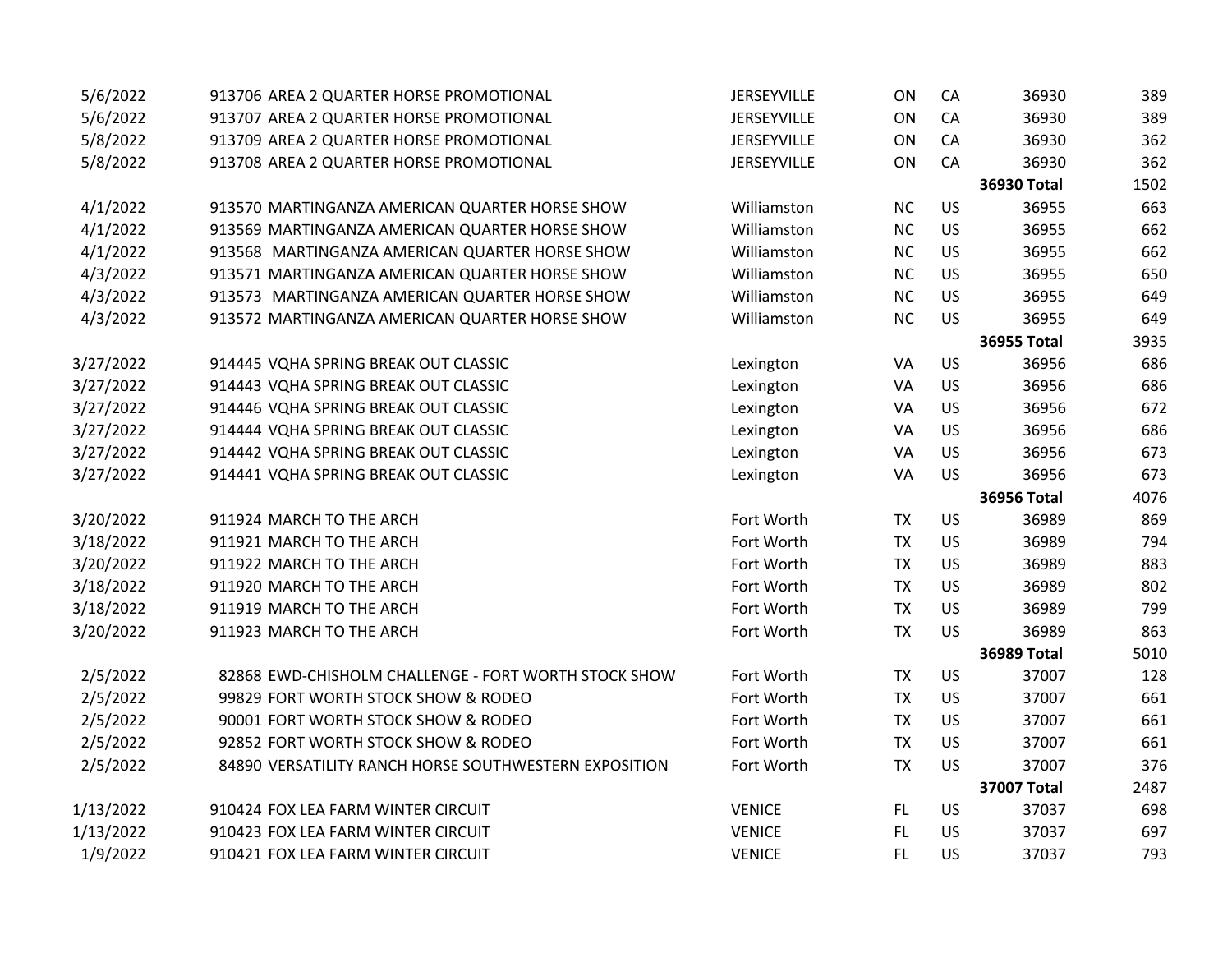| | | | | | | |
|---|---|---|---|---|---|---|
| 5/6/2022 | 913706 AREA 2 QUARTER HORSE PROMOTIONAL | JERSEYVILLE | ON | CA | 36930 | 389 |
| 5/6/2022 | 913707 AREA 2 QUARTER HORSE PROMOTIONAL | JERSEYVILLE | ON | CA | 36930 | 389 |
| 5/8/2022 | 913709 AREA 2 QUARTER HORSE PROMOTIONAL | JERSEYVILLE | ON | CA | 36930 | 362 |
| 5/8/2022 | 913708 AREA 2 QUARTER HORSE PROMOTIONAL | JERSEYVILLE | ON | CA | 36930 | 362 |
| | | | | | **36930 Total** | 1502 |
| 4/1/2022 | 913570 MARTINGANZA AMERICAN QUARTER HORSE SHOW | Williamston | NC | US | 36955 | 663 |
| 4/1/2022 | 913569 MARTINGANZA AMERICAN QUARTER HORSE SHOW | Williamston | NC | US | 36955 | 662 |
| 4/1/2022 | 913568 MARTINGANZA AMERICAN QUARTER HORSE SHOW | Williamston | NC | US | 36955 | 662 |
| 4/3/2022 | 913571 MARTINGANZA AMERICAN QUARTER HORSE SHOW | Williamston | NC | US | 36955 | 650 |
| 4/3/2022 | 913573 MARTINGANZA AMERICAN QUARTER HORSE SHOW | Williamston | NC | US | 36955 | 649 |
| 4/3/2022 | 913572 MARTINGANZA AMERICAN QUARTER HORSE SHOW | Williamston | NC | US | 36955 | 649 |
| | | | | | **36955 Total** | 3935 |
| 3/27/2022 | 914445 VQHA SPRING BREAK OUT CLASSIC | Lexington | VA | US | 36956 | 686 |
| 3/27/2022 | 914443 VQHA SPRING BREAK OUT CLASSIC | Lexington | VA | US | 36956 | 686 |
| 3/27/2022 | 914446 VQHA SPRING BREAK OUT CLASSIC | Lexington | VA | US | 36956 | 672 |
| 3/27/2022 | 914444 VQHA SPRING BREAK OUT CLASSIC | Lexington | VA | US | 36956 | 686 |
| 3/27/2022 | 914442 VQHA SPRING BREAK OUT CLASSIC | Lexington | VA | US | 36956 | 673 |
| 3/27/2022 | 914441 VQHA SPRING BREAK OUT CLASSIC | Lexington | VA | US | 36956 | 673 |
| | | | | | **36956 Total** | 4076 |
| 3/20/2022 | 911924 MARCH TO THE ARCH | Fort Worth | TX | US | 36989 | 869 |
| 3/18/2022 | 911921 MARCH TO THE ARCH | Fort Worth | TX | US | 36989 | 794 |
| 3/20/2022 | 911922 MARCH TO THE ARCH | Fort Worth | TX | US | 36989 | 883 |
| 3/18/2022 | 911920 MARCH TO THE ARCH | Fort Worth | TX | US | 36989 | 802 |
| 3/18/2022 | 911919 MARCH TO THE ARCH | Fort Worth | TX | US | 36989 | 799 |
| 3/20/2022 | 911923 MARCH TO THE ARCH | Fort Worth | TX | US | 36989 | 863 |
| | | | | | **36989 Total** | 5010 |
| 2/5/2022 | 82868 EWD-CHISHOLM CHALLENGE - FORT WORTH STOCK SHOW | Fort Worth | TX | US | 37007 | 128 |
| 2/5/2022 | 99829 FORT WORTH STOCK SHOW & RODEO | Fort Worth | TX | US | 37007 | 661 |
| 2/5/2022 | 90001 FORT WORTH STOCK SHOW & RODEO | Fort Worth | TX | US | 37007 | 661 |
| 2/5/2022 | 92852 FORT WORTH STOCK SHOW & RODEO | Fort Worth | TX | US | 37007 | 661 |
| 2/5/2022 | 84890 VERSATILITY RANCH HORSE SOUTHWESTERN EXPOSITION | Fort Worth | TX | US | 37007 | 376 |
| | | | | | **37007 Total** | 2487 |
| 1/13/2022 | 910424 FOX LEA FARM WINTER CIRCUIT | VENICE | FL | US | 37037 | 698 |
| 1/13/2022 | 910423 FOX LEA FARM WINTER CIRCUIT | VENICE | FL | US | 37037 | 697 |
| 1/9/2022 | 910421 FOX LEA FARM WINTER CIRCUIT | VENICE | FL | US | 37037 | 793 |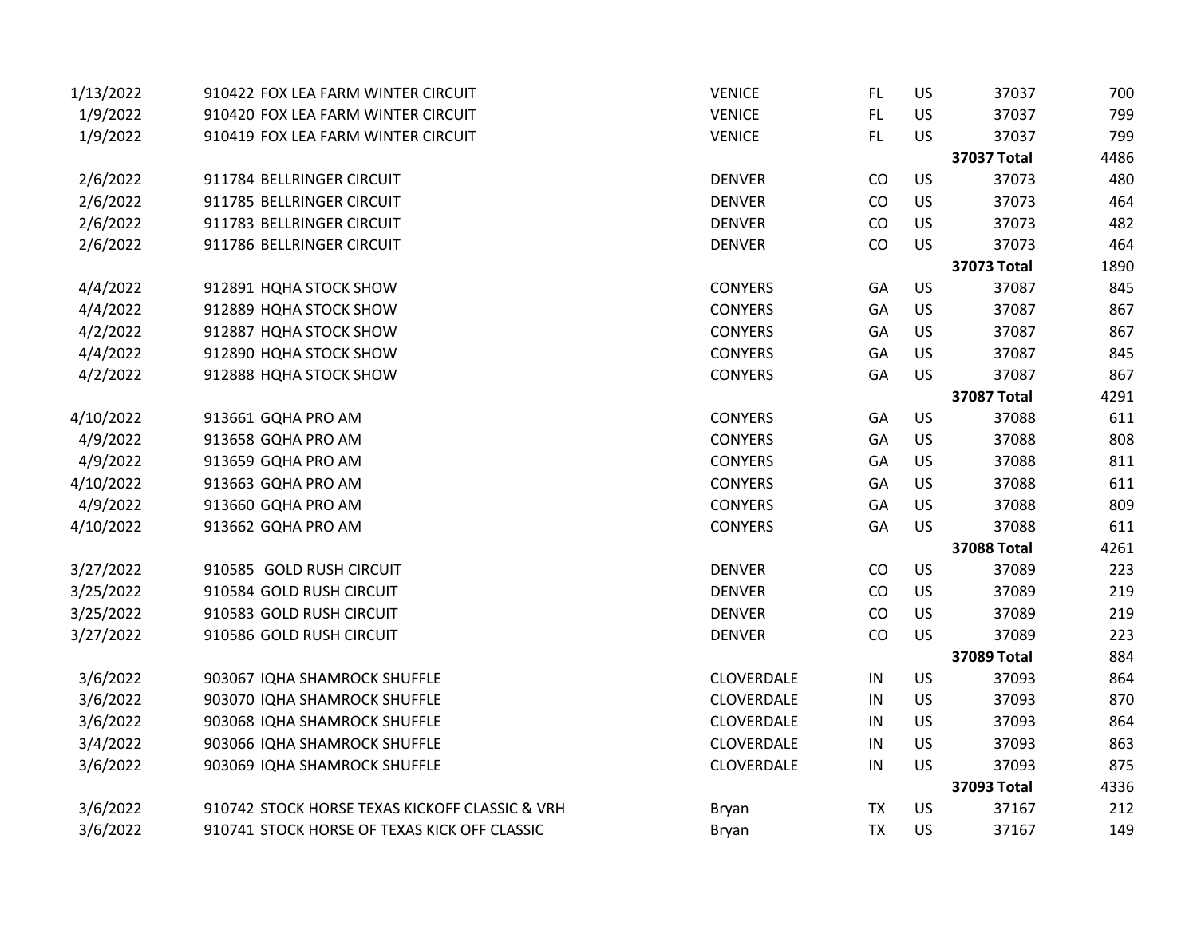| | | | | | | |
|---|---|---|---|---|---|---|
| 1/13/2022 | 910422 FOX LEA FARM WINTER CIRCUIT | VENICE | FL | US | 37037 | 700 |
| 1/9/2022 | 910420 FOX LEA FARM WINTER CIRCUIT | VENICE | FL | US | 37037 | 799 |
| 1/9/2022 | 910419 FOX LEA FARM WINTER CIRCUIT | VENICE | FL | US | 37037 | 799 |
| | | | | | **37037 Total** | 4486 |
| 2/6/2022 | 911784 BELLRINGER CIRCUIT | DENVER | CO | US | 37073 | 480 |
| 2/6/2022 | 911785 BELLRINGER CIRCUIT | DENVER | CO | US | 37073 | 464 |
| 2/6/2022 | 911783 BELLRINGER CIRCUIT | DENVER | CO | US | 37073 | 482 |
| 2/6/2022 | 911786 BELLRINGER CIRCUIT | DENVER | CO | US | 37073 | 464 |
| | | | | | **37073 Total** | 1890 |
| 4/4/2022 | 912891 HQHA STOCK SHOW | CONYERS | GA | US | 37087 | 845 |
| 4/4/2022 | 912889 HQHA STOCK SHOW | CONYERS | GA | US | 37087 | 867 |
| 4/2/2022 | 912887 HQHA STOCK SHOW | CONYERS | GA | US | 37087 | 867 |
| 4/4/2022 | 912890 HQHA STOCK SHOW | CONYERS | GA | US | 37087 | 845 |
| 4/2/2022 | 912888 HQHA STOCK SHOW | CONYERS | GA | US | 37087 | 867 |
| | | | | | **37087 Total** | 4291 |
| 4/10/2022 | 913661 GQHA PRO AM | CONYERS | GA | US | 37088 | 611 |
| 4/9/2022 | 913658 GQHA PRO AM | CONYERS | GA | US | 37088 | 808 |
| 4/9/2022 | 913659 GQHA PRO AM | CONYERS | GA | US | 37088 | 811 |
| 4/10/2022 | 913663 GQHA PRO AM | CONYERS | GA | US | 37088 | 611 |
| 4/9/2022 | 913660 GQHA PRO AM | CONYERS | GA | US | 37088 | 809 |
| 4/10/2022 | 913662 GQHA PRO AM | CONYERS | GA | US | 37088 | 611 |
| | | | | | **37088 Total** | 4261 |
| 3/27/2022 | 910585 GOLD RUSH CIRCUIT | DENVER | CO | US | 37089 | 223 |
| 3/25/2022 | 910584 GOLD RUSH CIRCUIT | DENVER | CO | US | 37089 | 219 |
| 3/25/2022 | 910583 GOLD RUSH CIRCUIT | DENVER | CO | US | 37089 | 219 |
| 3/27/2022 | 910586 GOLD RUSH CIRCUIT | DENVER | CO | US | 37089 | 223 |
| | | | | | **37089 Total** | 884 |
| 3/6/2022 | 903067 IQHA SHAMROCK SHUFFLE | CLOVERDALE | IN | US | 37093 | 864 |
| 3/6/2022 | 903070 IQHA SHAMROCK SHUFFLE | CLOVERDALE | IN | US | 37093 | 870 |
| 3/6/2022 | 903068 IQHA SHAMROCK SHUFFLE | CLOVERDALE | IN | US | 37093 | 864 |
| 3/4/2022 | 903066 IQHA SHAMROCK SHUFFLE | CLOVERDALE | IN | US | 37093 | 863 |
| 3/6/2022 | 903069 IQHA SHAMROCK SHUFFLE | CLOVERDALE | IN | US | 37093 | 875 |
| | | | | | **37093 Total** | 4336 |
| 3/6/2022 | 910742 STOCK HORSE TEXAS KICKOFF CLASSIC & VRH | Bryan | TX | US | 37167 | 212 |
| 3/6/2022 | 910741 STOCK HORSE OF TEXAS KICK OFF CLASSIC | Bryan | TX | US | 37167 | 149 |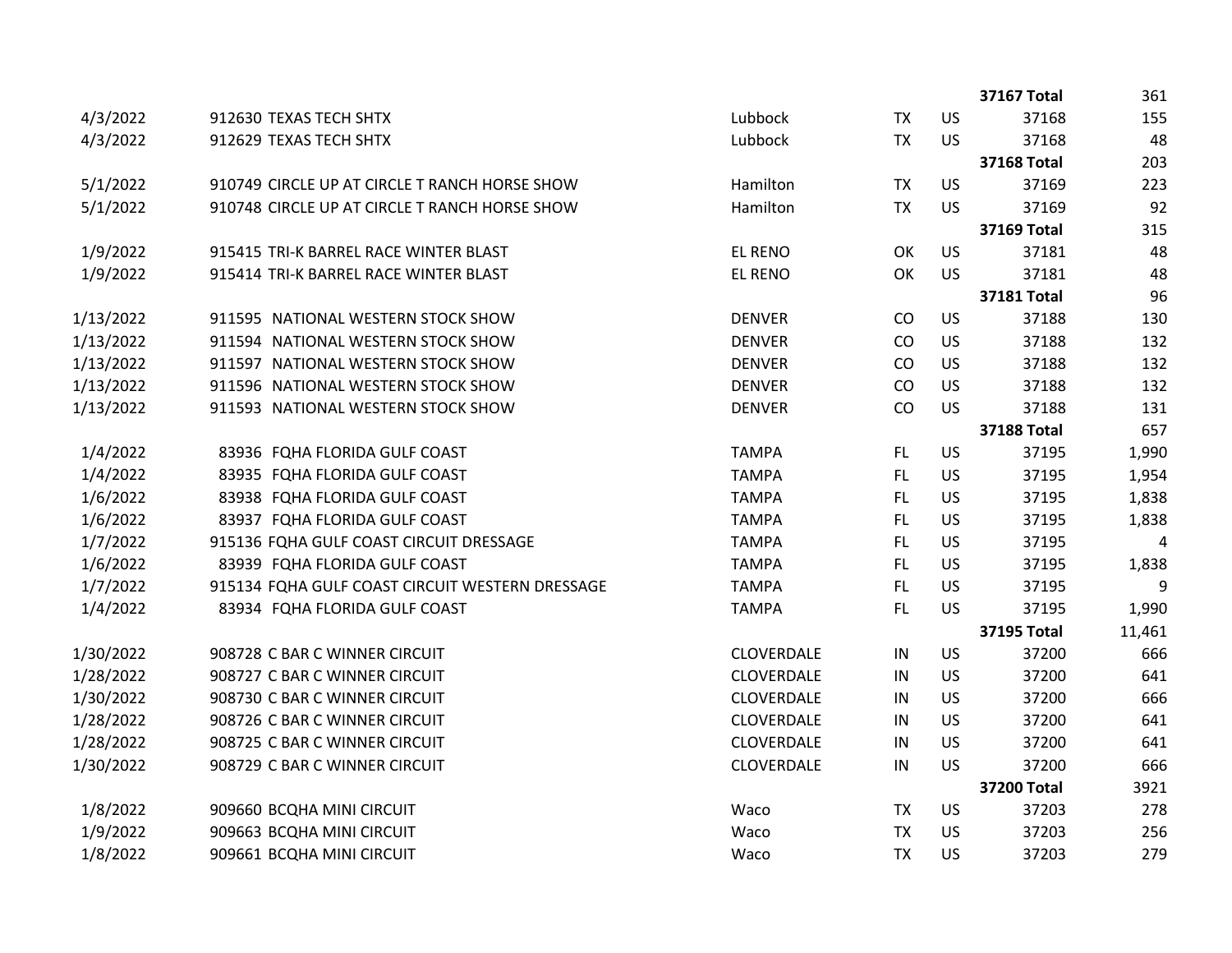| | | | | | | |
|---|---|---|---|---|---|---|
| | | | | | **37167 Total** | 361 |
| 4/3/2022 | 912630 TEXAS TECH SHTX | Lubbock | TX | US | 37168 | 155 |
| 4/3/2022 | 912629 TEXAS TECH SHTX | Lubbock | TX | US | 37168 | 48 |
| | | | | | **37168 Total** | 203 |
| 5/1/2022 | 910749 CIRCLE UP AT CIRCLE T RANCH HORSE SHOW | Hamilton | TX | US | 37169 | 223 |
| 5/1/2022 | 910748 CIRCLE UP AT CIRCLE T RANCH HORSE SHOW | Hamilton | TX | US | 37169 | 92 |
| | | | | | **37169 Total** | 315 |
| 1/9/2022 | 915415 TRI-K BARREL RACE WINTER BLAST | EL RENO | OK | US | 37181 | 48 |
| 1/9/2022 | 915414 TRI-K BARREL RACE WINTER BLAST | EL RENO | OK | US | 37181 | 48 |
| | | | | | **37181 Total** | 96 |
| 1/13/2022 | 911595 NATIONAL WESTERN STOCK SHOW | DENVER | CO | US | 37188 | 130 |
| 1/13/2022 | 911594 NATIONAL WESTERN STOCK SHOW | DENVER | CO | US | 37188 | 132 |
| 1/13/2022 | 911597 NATIONAL WESTERN STOCK SHOW | DENVER | CO | US | 37188 | 132 |
| 1/13/2022 | 911596 NATIONAL WESTERN STOCK SHOW | DENVER | CO | US | 37188 | 132 |
| 1/13/2022 | 911593 NATIONAL WESTERN STOCK SHOW | DENVER | CO | US | 37188 | 131 |
| | | | | | **37188 Total** | 657 |
| 1/4/2022 | 83936 FQHA FLORIDA GULF COAST | TAMPA | FL | US | 37195 | 1,990 |
| 1/4/2022 | 83935 FQHA FLORIDA GULF COAST | TAMPA | FL | US | 37195 | 1,954 |
| 1/6/2022 | 83938 FQHA FLORIDA GULF COAST | TAMPA | FL | US | 37195 | 1,838 |
| 1/6/2022 | 83937 FQHA FLORIDA GULF COAST | TAMPA | FL | US | 37195 | 1,838 |
| 1/7/2022 | 915136 FQHA GULF COAST CIRCUIT DRESSAGE | TAMPA | FL | US | 37195 | 4 |
| 1/6/2022 | 83939 FQHA FLORIDA GULF COAST | TAMPA | FL | US | 37195 | 1,838 |
| 1/7/2022 | 915134 FQHA GULF COAST CIRCUIT WESTERN DRESSAGE | TAMPA | FL | US | 37195 | 9 |
| 1/4/2022 | 83934 FQHA FLORIDA GULF COAST | TAMPA | FL | US | 37195 | 1,990 |
| | | | | | **37195 Total** | 11,461 |
| 1/30/2022 | 908728 C BAR C WINNER CIRCUIT | CLOVERDALE | IN | US | 37200 | 666 |
| 1/28/2022 | 908727 C BAR C WINNER CIRCUIT | CLOVERDALE | IN | US | 37200 | 641 |
| 1/30/2022 | 908730 C BAR C WINNER CIRCUIT | CLOVERDALE | IN | US | 37200 | 666 |
| 1/28/2022 | 908726 C BAR C WINNER CIRCUIT | CLOVERDALE | IN | US | 37200 | 641 |
| 1/28/2022 | 908725 C BAR C WINNER CIRCUIT | CLOVERDALE | IN | US | 37200 | 641 |
| 1/30/2022 | 908729 C BAR C WINNER CIRCUIT | CLOVERDALE | IN | US | 37200 | 666 |
| | | | | | **37200 Total** | 3921 |
| 1/8/2022 | 909660 BCQHA MINI CIRCUIT | Waco | TX | US | 37203 | 278 |
| 1/9/2022 | 909663 BCQHA MINI CIRCUIT | Waco | TX | US | 37203 | 256 |
| 1/8/2022 | 909661 BCQHA MINI CIRCUIT | Waco | TX | US | 37203 | 279 |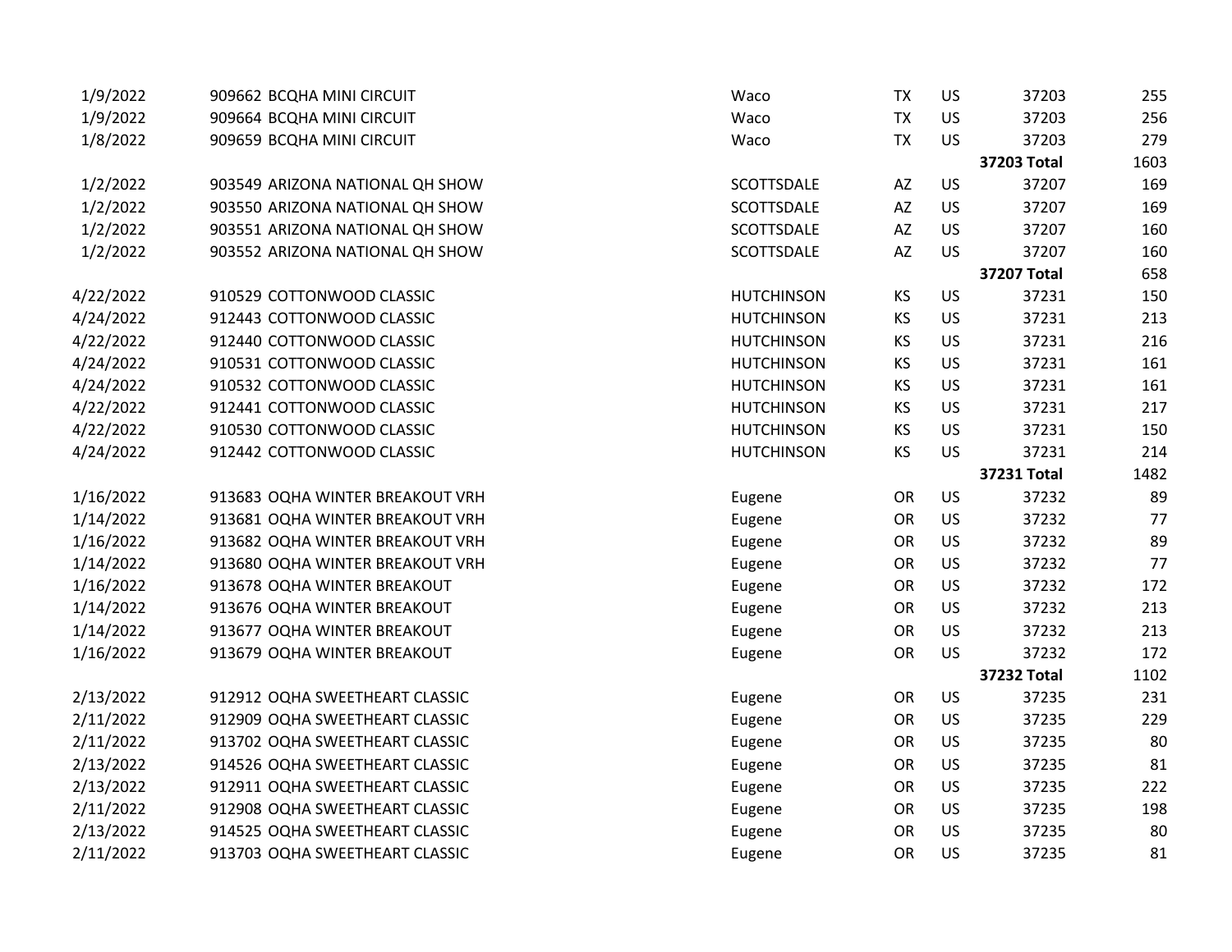| | | | | | | |
|---|---|---|---|---|---|---|
| 1/9/2022 | 909662 BCQHA MINI CIRCUIT | Waco | TX | US | 37203 | 255 |
| 1/9/2022 | 909664 BCQHA MINI CIRCUIT | Waco | TX | US | 37203 | 256 |
| 1/8/2022 | 909659 BCQHA MINI CIRCUIT | Waco | TX | US | 37203 | 279 |
| | | | | | **37203 Total** | 1603 |
| 1/2/2022 | 903549 ARIZONA NATIONAL QH SHOW | SCOTTSDALE | AZ | US | 37207 | 169 |
| 1/2/2022 | 903550 ARIZONA NATIONAL QH SHOW | SCOTTSDALE | AZ | US | 37207 | 169 |
| 1/2/2022 | 903551 ARIZONA NATIONAL QH SHOW | SCOTTSDALE | AZ | US | 37207 | 160 |
| 1/2/2022 | 903552 ARIZONA NATIONAL QH SHOW | SCOTTSDALE | AZ | US | 37207 | 160 |
| | | | | | **37207 Total** | 658 |
| 4/22/2022 | 910529 COTTONWOOD CLASSIC | HUTCHINSON | KS | US | 37231 | 150 |
| 4/24/2022 | 912443 COTTONWOOD CLASSIC | HUTCHINSON | KS | US | 37231 | 213 |
| 4/22/2022 | 912440 COTTONWOOD CLASSIC | HUTCHINSON | KS | US | 37231 | 216 |
| 4/24/2022 | 910531 COTTONWOOD CLASSIC | HUTCHINSON | KS | US | 37231 | 161 |
| 4/24/2022 | 910532 COTTONWOOD CLASSIC | HUTCHINSON | KS | US | 37231 | 161 |
| 4/22/2022 | 912441 COTTONWOOD CLASSIC | HUTCHINSON | KS | US | 37231 | 217 |
| 4/22/2022 | 910530 COTTONWOOD CLASSIC | HUTCHINSON | KS | US | 37231 | 150 |
| 4/24/2022 | 912442 COTTONWOOD CLASSIC | HUTCHINSON | KS | US | 37231 | 214 |
| | | | | | **37231 Total** | 1482 |
| 1/16/2022 | 913683 OQHA WINTER BREAKOUT VRH | Eugene | OR | US | 37232 | 89 |
| 1/14/2022 | 913681 OQHA WINTER BREAKOUT VRH | Eugene | OR | US | 37232 | 77 |
| 1/16/2022 | 913682 OQHA WINTER BREAKOUT VRH | Eugene | OR | US | 37232 | 89 |
| 1/14/2022 | 913680 OQHA WINTER BREAKOUT VRH | Eugene | OR | US | 37232 | 77 |
| 1/16/2022 | 913678 OQHA WINTER BREAKOUT | Eugene | OR | US | 37232 | 172 |
| 1/14/2022 | 913676 OQHA WINTER BREAKOUT | Eugene | OR | US | 37232 | 213 |
| 1/14/2022 | 913677 OQHA WINTER BREAKOUT | Eugene | OR | US | 37232 | 213 |
| 1/16/2022 | 913679 OQHA WINTER BREAKOUT | Eugene | OR | US | 37232 | 172 |
| | | | | | **37232 Total** | 1102 |
| 2/13/2022 | 912912 OQHA SWEETHEART CLASSIC | Eugene | OR | US | 37235 | 231 |
| 2/11/2022 | 912909 OQHA SWEETHEART CLASSIC | Eugene | OR | US | 37235 | 229 |
| 2/11/2022 | 913702 OQHA SWEETHEART CLASSIC | Eugene | OR | US | 37235 | 80 |
| 2/13/2022 | 914526 OQHA SWEETHEART CLASSIC | Eugene | OR | US | 37235 | 81 |
| 2/13/2022 | 912911 OQHA SWEETHEART CLASSIC | Eugene | OR | US | 37235 | 222 |
| 2/11/2022 | 912908 OQHA SWEETHEART CLASSIC | Eugene | OR | US | 37235 | 198 |
| 2/13/2022 | 914525 OQHA SWEETHEART CLASSIC | Eugene | OR | US | 37235 | 80 |
| 2/11/2022 | 913703 OQHA SWEETHEART CLASSIC | Eugene | OR | US | 37235 | 81 |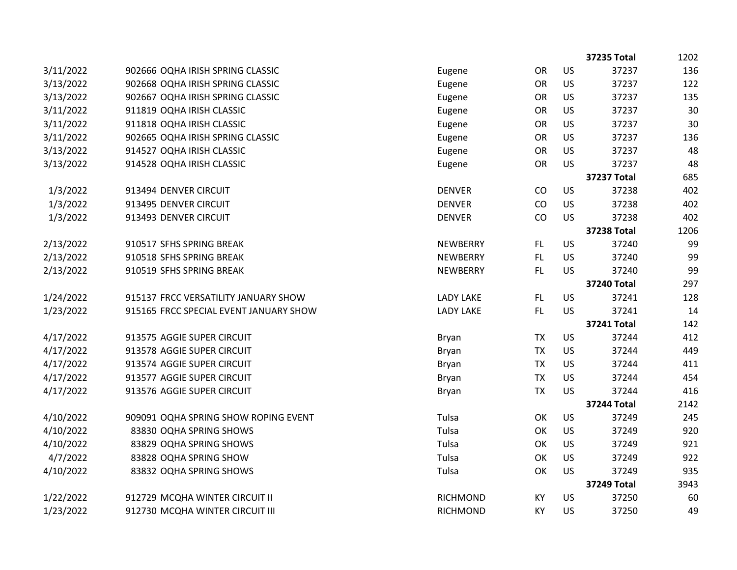| | | | | | | |
|---|---|---|---|---|---|---|
| | | | | | **37235 Total** | 1202 |
| 3/11/2022 | 902666 OQHA IRISH SPRING CLASSIC | Eugene | OR | US | 37237 | 136 |
| 3/13/2022 | 902668 OQHA IRISH SPRING CLASSIC | Eugene | OR | US | 37237 | 122 |
| 3/13/2022 | 902667 OQHA IRISH SPRING CLASSIC | Eugene | OR | US | 37237 | 135 |
| 3/11/2022 | 911819 OQHA IRISH CLASSIC | Eugene | OR | US | 37237 | 30 |
| 3/11/2022 | 911818 OQHA IRISH CLASSIC | Eugene | OR | US | 37237 | 30 |
| 3/11/2022 | 902665 OQHA IRISH SPRING CLASSIC | Eugene | OR | US | 37237 | 136 |
| 3/13/2022 | 914527 OQHA IRISH CLASSIC | Eugene | OR | US | 37237 | 48 |
| 3/13/2022 | 914528 OQHA IRISH CLASSIC | Eugene | OR | US | 37237 | 48 |
| | | | | | **37237 Total** | 685 |
| 1/3/2022 | 913494 DENVER CIRCUIT | DENVER | CO | US | 37238 | 402 |
| 1/3/2022 | 913495 DENVER CIRCUIT | DENVER | CO | US | 37238 | 402 |
| 1/3/2022 | 913493 DENVER CIRCUIT | DENVER | CO | US | 37238 | 402 |
| | | | | | **37238 Total** | 1206 |
| 2/13/2022 | 910517 SFHS SPRING BREAK | NEWBERRY | FL | US | 37240 | 99 |
| 2/13/2022 | 910518 SFHS SPRING BREAK | NEWBERRY | FL | US | 37240 | 99 |
| 2/13/2022 | 910519 SFHS SPRING BREAK | NEWBERRY | FL | US | 37240 | 99 |
| | | | | | **37240 Total** | 297 |
| 1/24/2022 | 915137 FRCC VERSATILITY JANUARY SHOW | LADY LAKE | FL | US | 37241 | 128 |
| 1/23/2022 | 915165 FRCC SPECIAL EVENT JANUARY SHOW | LADY LAKE | FL | US | 37241 | 14 |
| | | | | | **37241 Total** | 142 |
| 4/17/2022 | 913575 AGGIE SUPER CIRCUIT | Bryan | TX | US | 37244 | 412 |
| 4/17/2022 | 913578 AGGIE SUPER CIRCUIT | Bryan | TX | US | 37244 | 449 |
| 4/17/2022 | 913574 AGGIE SUPER CIRCUIT | Bryan | TX | US | 37244 | 411 |
| 4/17/2022 | 913577 AGGIE SUPER CIRCUIT | Bryan | TX | US | 37244 | 454 |
| 4/17/2022 | 913576 AGGIE SUPER CIRCUIT | Bryan | TX | US | 37244 | 416 |
| | | | | | **37244 Total** | 2142 |
| 4/10/2022 | 909091 OQHA SPRING SHOW ROPING EVENT | Tulsa | OK | US | 37249 | 245 |
| 4/10/2022 | 83830 OQHA SPRING SHOWS | Tulsa | OK | US | 37249 | 920 |
| 4/10/2022 | 83829 OQHA SPRING SHOWS | Tulsa | OK | US | 37249 | 921 |
| 4/7/2022 | 83828 OQHA SPRING SHOW | Tulsa | OK | US | 37249 | 922 |
| 4/10/2022 | 83832 OQHA SPRING SHOWS | Tulsa | OK | US | 37249 | 935 |
| | | | | | **37249 Total** | 3943 |
| 1/22/2022 | 912729 MCQHA WINTER CIRCUIT II | RICHMOND | KY | US | 37250 | 60 |
| 1/23/2022 | 912730 MCQHA WINTER CIRCUIT III | RICHMOND | KY | US | 37250 | 49 |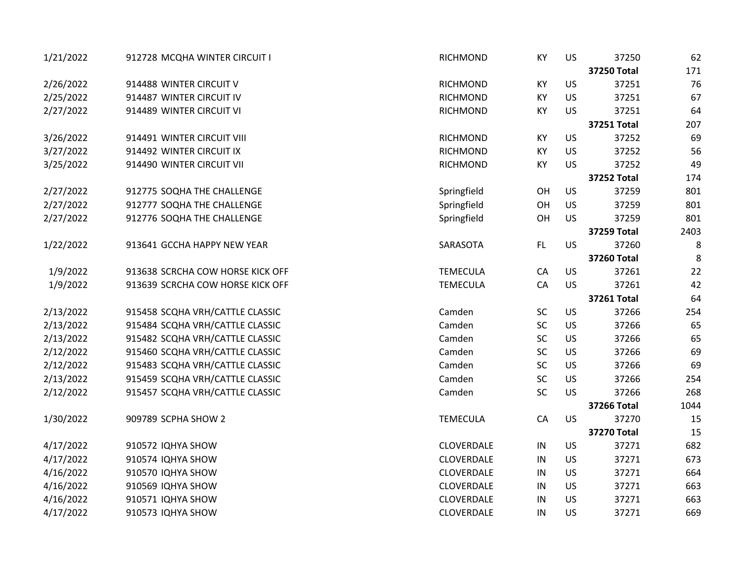| | | | | | | |
|---|---|---|---|---|---|---|
| 1/21/2022 | 912728 MCQHA WINTER CIRCUIT I | RICHMOND | KY | US | 37250 | 62 |
| | | | | | **37250 Total** | 171 |
| 2/26/2022 | 914488 WINTER CIRCUIT V | RICHMOND | KY | US | 37251 | 76 |
| 2/25/2022 | 914487 WINTER CIRCUIT IV | RICHMOND | KY | US | 37251 | 67 |
| 2/27/2022 | 914489 WINTER CIRCUIT VI | RICHMOND | KY | US | 37251 | 64 |
| | | | | | **37251 Total** | 207 |
| 3/26/2022 | 914491 WINTER CIRCUIT VIII | RICHMOND | KY | US | 37252 | 69 |
| 3/27/2022 | 914492 WINTER CIRCUIT IX | RICHMOND | KY | US | 37252 | 56 |
| 3/25/2022 | 914490 WINTER CIRCUIT VII | RICHMOND | KY | US | 37252 | 49 |
| | | | | | **37252 Total** | 174 |
| 2/27/2022 | 912775 SOQHA THE CHALLENGE | Springfield | OH | US | 37259 | 801 |
| 2/27/2022 | 912777 SOQHA THE CHALLENGE | Springfield | OH | US | 37259 | 801 |
| 2/27/2022 | 912776 SOQHA THE CHALLENGE | Springfield | OH | US | 37259 | 801 |
| | | | | | **37259 Total** | 2403 |
| 1/22/2022 | 913641 GCCHA HAPPY NEW YEAR | SARASOTA | FL | US | 37260 | 8 |
| | | | | | **37260 Total** | 8 |
| 1/9/2022 | 913638 SCRCHA COW HORSE KICK OFF | TEMECULA | CA | US | 37261 | 22 |
| 1/9/2022 | 913639 SCRCHA COW HORSE KICK OFF | TEMECULA | CA | US | 37261 | 42 |
| | | | | | **37261 Total** | 64 |
| 2/13/2022 | 915458 SCQHA VRH/CATTLE CLASSIC | Camden | SC | US | 37266 | 254 |
| 2/13/2022 | 915484 SCQHA VRH/CATTLE CLASSIC | Camden | SC | US | 37266 | 65 |
| 2/13/2022 | 915482 SCQHA VRH/CATTLE CLASSIC | Camden | SC | US | 37266 | 65 |
| 2/12/2022 | 915460 SCQHA VRH/CATTLE CLASSIC | Camden | SC | US | 37266 | 69 |
| 2/12/2022 | 915483 SCQHA VRH/CATTLE CLASSIC | Camden | SC | US | 37266 | 69 |
| 2/13/2022 | 915459 SCQHA VRH/CATTLE CLASSIC | Camden | SC | US | 37266 | 254 |
| 2/12/2022 | 915457 SCQHA VRH/CATTLE CLASSIC | Camden | SC | US | 37266 | 268 |
| | | | | | **37266 Total** | 1044 |
| 1/30/2022 | 909789 SCPHA SHOW 2 | TEMECULA | CA | US | 37270 | 15 |
| | | | | | **37270 Total** | 15 |
| 4/17/2022 | 910572 IQHYA SHOW | CLOVERDALE | IN | US | 37271 | 682 |
| 4/17/2022 | 910574 IQHYA SHOW | CLOVERDALE | IN | US | 37271 | 673 |
| 4/16/2022 | 910570 IQHYA SHOW | CLOVERDALE | IN | US | 37271 | 664 |
| 4/16/2022 | 910569 IQHYA SHOW | CLOVERDALE | IN | US | 37271 | 663 |
| 4/16/2022 | 910571 IQHYA SHOW | CLOVERDALE | IN | US | 37271 | 663 |
| 4/17/2022 | 910573 IQHYA SHOW | CLOVERDALE | IN | US | 37271 | 669 |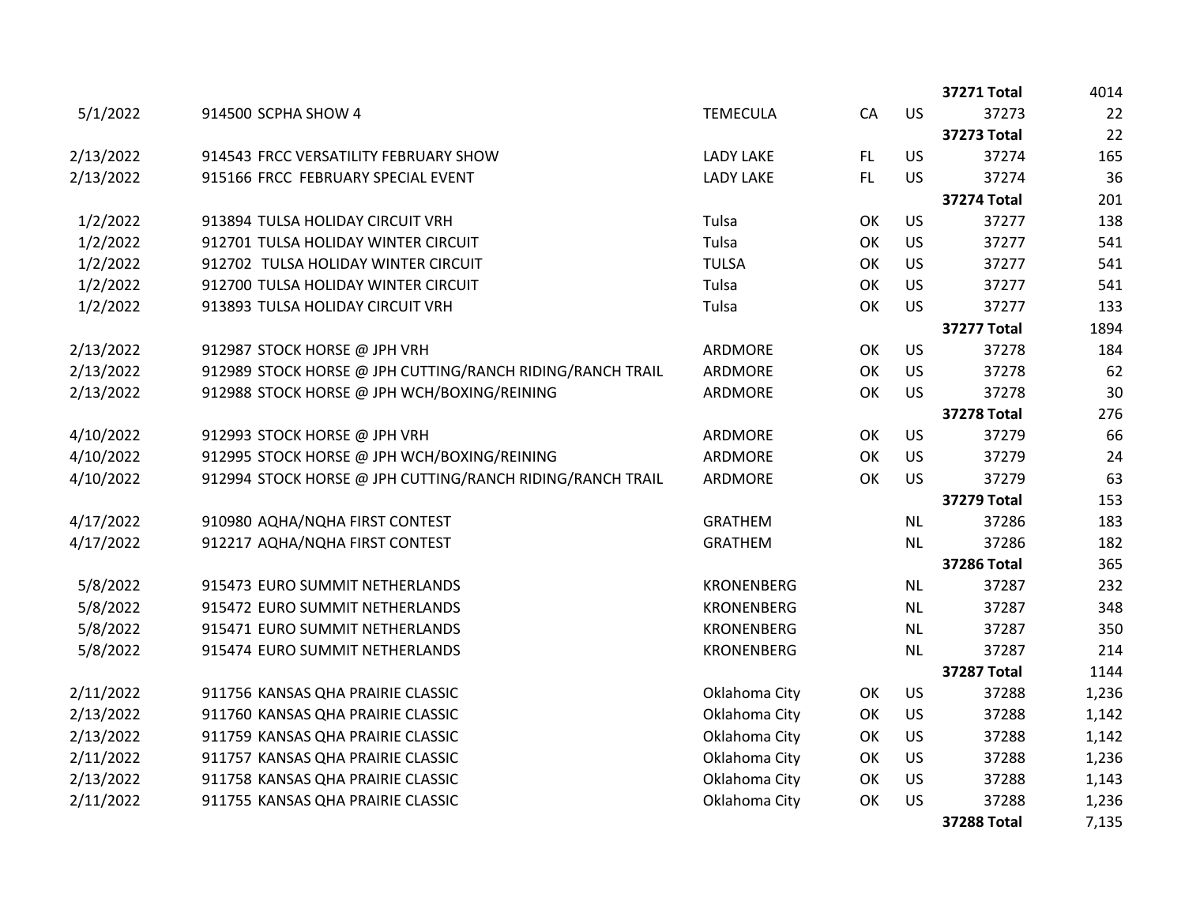| | | | | | | |
|---|---|---|---|---|---|---|
| | | | | | **37271 Total** | 4014 |
| 5/1/2022 | 914500 SCPHA SHOW 4 | TEMECULA | CA | US | 37273 | 22 |
| | | | | | **37273 Total** | 22 |
| 2/13/2022 | 914543 FRCC VERSATILITY FEBRUARY SHOW | LADY LAKE | FL | US | 37274 | 165 |
| 2/13/2022 | 915166 FRCC FEBRUARY SPECIAL EVENT | LADY LAKE | FL | US | 37274 | 36 |
| | | | | | **37274 Total** | 201 |
| 1/2/2022 | 913894 TULSA HOLIDAY CIRCUIT VRH | Tulsa | OK | US | 37277 | 138 |
| 1/2/2022 | 912701 TULSA HOLIDAY WINTER CIRCUIT | Tulsa | OK | US | 37277 | 541 |
| 1/2/2022 | 912702 TULSA HOLIDAY WINTER CIRCUIT | TULSA | OK | US | 37277 | 541 |
| 1/2/2022 | 912700 TULSA HOLIDAY WINTER CIRCUIT | Tulsa | OK | US | 37277 | 541 |
| 1/2/2022 | 913893 TULSA HOLIDAY CIRCUIT VRH | Tulsa | OK | US | 37277 | 133 |
| | | | | | **37277 Total** | 1894 |
| 2/13/2022 | 912987 STOCK HORSE @ JPH VRH | ARDMORE | OK | US | 37278 | 184 |
| 2/13/2022 | 912989 STOCK HORSE @ JPH CUTTING/RANCH RIDING/RANCH TRAIL | ARDMORE | OK | US | 37278 | 62 |
| 2/13/2022 | 912988 STOCK HORSE @ JPH WCH/BOXING/REINING | ARDMORE | OK | US | 37278 | 30 |
| | | | | | **37278 Total** | 276 |
| 4/10/2022 | 912993 STOCK HORSE @ JPH VRH | ARDMORE | OK | US | 37279 | 66 |
| 4/10/2022 | 912995 STOCK HORSE @ JPH WCH/BOXING/REINING | ARDMORE | OK | US | 37279 | 24 |
| 4/10/2022 | 912994 STOCK HORSE @ JPH CUTTING/RANCH RIDING/RANCH TRAIL | ARDMORE | OK | US | 37279 | 63 |
| | | | | | **37279 Total** | 153 |
| 4/17/2022 | 910980 AQHA/NQHA FIRST CONTEST | GRATHEM | | NL | 37286 | 183 |
| 4/17/2022 | 912217 AQHA/NQHA FIRST CONTEST | GRATHEM | | NL | 37286 | 182 |
| | | | | | **37286 Total** | 365 |
| 5/8/2022 | 915473 EURO SUMMIT NETHERLANDS | KRONENBERG | | NL | 37287 | 232 |
| 5/8/2022 | 915472 EURO SUMMIT NETHERLANDS | KRONENBERG | | NL | 37287 | 348 |
| 5/8/2022 | 915471 EURO SUMMIT NETHERLANDS | KRONENBERG | | NL | 37287 | 350 |
| 5/8/2022 | 915474 EURO SUMMIT NETHERLANDS | KRONENBERG | | NL | 37287 | 214 |
| | | | | | **37287 Total** | 1144 |
| 2/11/2022 | 911756 KANSAS QHA PRAIRIE CLASSIC | Oklahoma City | OK | US | 37288 | 1,236 |
| 2/13/2022 | 911760 KANSAS QHA PRAIRIE CLASSIC | Oklahoma City | OK | US | 37288 | 1,142 |
| 2/13/2022 | 911759 KANSAS QHA PRAIRIE CLASSIC | Oklahoma City | OK | US | 37288 | 1,142 |
| 2/11/2022 | 911757 KANSAS QHA PRAIRIE CLASSIC | Oklahoma City | OK | US | 37288 | 1,236 |
| 2/13/2022 | 911758 KANSAS QHA PRAIRIE CLASSIC | Oklahoma City | OK | US | 37288 | 1,143 |
| 2/11/2022 | 911755 KANSAS QHA PRAIRIE CLASSIC | Oklahoma City | OK | US | 37288 | 1,236 |
| | | | | | **37288 Total** | 7,135 |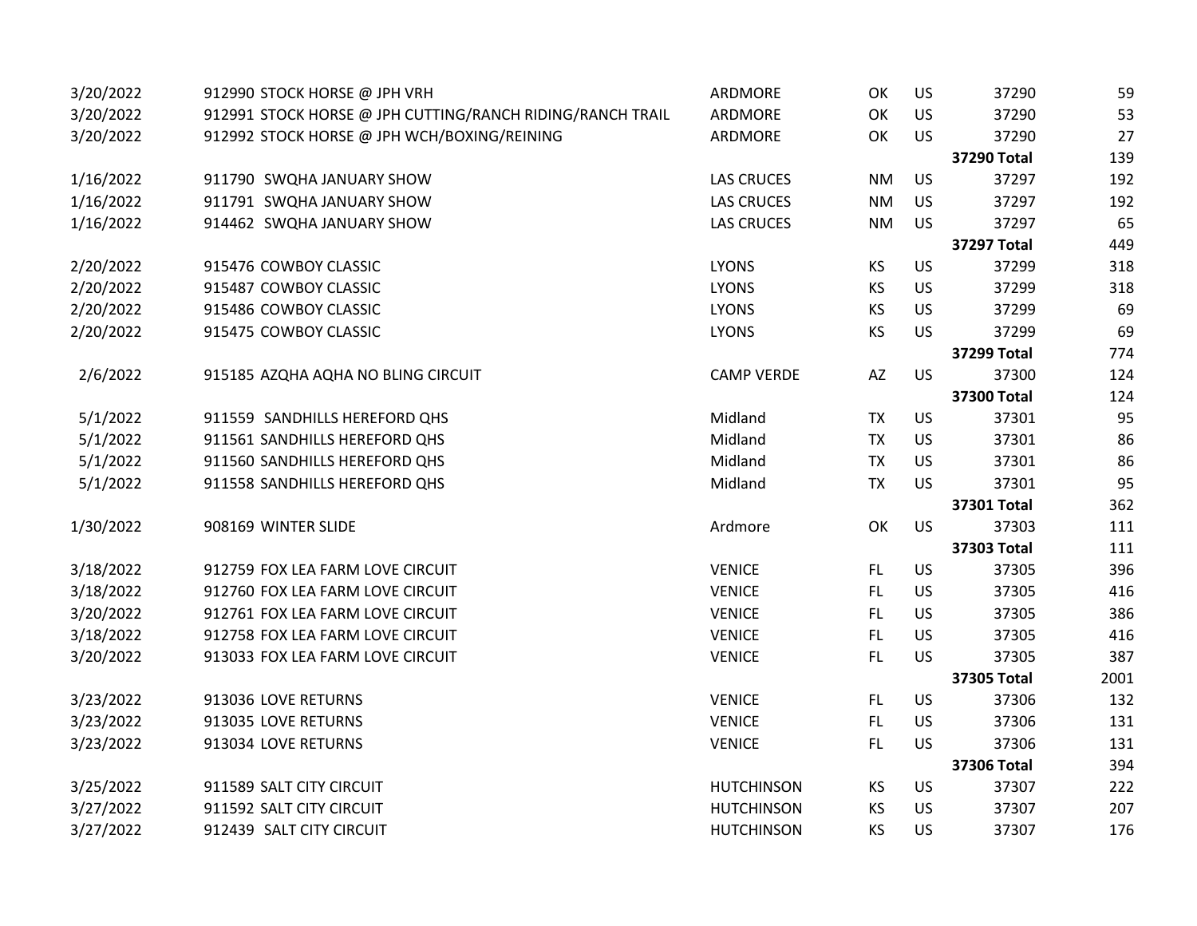| | | | | | | |
|---|---|---|---|---|---|---|
| 3/20/2022 | 912990 STOCK HORSE @ JPH VRH | ARDMORE | OK | US | 37290 | 59 |
| 3/20/2022 | 912991 STOCK HORSE @ JPH CUTTING/RANCH RIDING/RANCH TRAIL | ARDMORE | OK | US | 37290 | 53 |
| 3/20/2022 | 912992 STOCK HORSE @ JPH WCH/BOXING/REINING | ARDMORE | OK | US | 37290 | 27 |
| | | | | | **37290 Total** | 139 |
| 1/16/2022 | 911790 SWQHA JANUARY SHOW | LAS CRUCES | NM | US | 37297 | 192 |
| 1/16/2022 | 911791 SWQHA JANUARY SHOW | LAS CRUCES | NM | US | 37297 | 192 |
| 1/16/2022 | 914462 SWQHA JANUARY SHOW | LAS CRUCES | NM | US | 37297 | 65 |
| | | | | | **37297 Total** | 449 |
| 2/20/2022 | 915476 COWBOY CLASSIC | LYONS | KS | US | 37299 | 318 |
| 2/20/2022 | 915487 COWBOY CLASSIC | LYONS | KS | US | 37299 | 318 |
| 2/20/2022 | 915486 COWBOY CLASSIC | LYONS | KS | US | 37299 | 69 |
| 2/20/2022 | 915475 COWBOY CLASSIC | LYONS | KS | US | 37299 | 69 |
| | | | | | **37299 Total** | 774 |
| 2/6/2022 | 915185 AZQHA AQHA NO BLING CIRCUIT | CAMP VERDE | AZ | US | 37300 | 124 |
| | | | | | **37300 Total** | 124 |
| 5/1/2022 | 911559 SANDHILLS HEREFORD QHS | Midland | TX | US | 37301 | 95 |
| 5/1/2022 | 911561 SANDHILLS HEREFORD QHS | Midland | TX | US | 37301 | 86 |
| 5/1/2022 | 911560 SANDHILLS HEREFORD QHS | Midland | TX | US | 37301 | 86 |
| 5/1/2022 | 911558 SANDHILLS HEREFORD QHS | Midland | TX | US | 37301 | 95 |
| | | | | | **37301 Total** | 362 |
| 1/30/2022 | 908169 WINTER SLIDE | Ardmore | OK | US | 37303 | 111 |
| | | | | | **37303 Total** | 111 |
| 3/18/2022 | 912759 FOX LEA FARM LOVE CIRCUIT | VENICE | FL | US | 37305 | 396 |
| 3/18/2022 | 912760 FOX LEA FARM LOVE CIRCUIT | VENICE | FL | US | 37305 | 416 |
| 3/20/2022 | 912761 FOX LEA FARM LOVE CIRCUIT | VENICE | FL | US | 37305 | 386 |
| 3/18/2022 | 912758 FOX LEA FARM LOVE CIRCUIT | VENICE | FL | US | 37305 | 416 |
| 3/20/2022 | 913033 FOX LEA FARM LOVE CIRCUIT | VENICE | FL | US | 37305 | 387 |
| | | | | | **37305 Total** | 2001 |
| 3/23/2022 | 913036 LOVE RETURNS | VENICE | FL | US | 37306 | 132 |
| 3/23/2022 | 913035 LOVE RETURNS | VENICE | FL | US | 37306 | 131 |
| 3/23/2022 | 913034 LOVE RETURNS | VENICE | FL | US | 37306 | 131 |
| | | | | | **37306 Total** | 394 |
| 3/25/2022 | 911589 SALT CITY CIRCUIT | HUTCHINSON | KS | US | 37307 | 222 |
| 3/27/2022 | 911592 SALT CITY CIRCUIT | HUTCHINSON | KS | US | 37307 | 207 |
| 3/27/2022 | 912439 SALT CITY CIRCUIT | HUTCHINSON | KS | US | 37307 | 176 |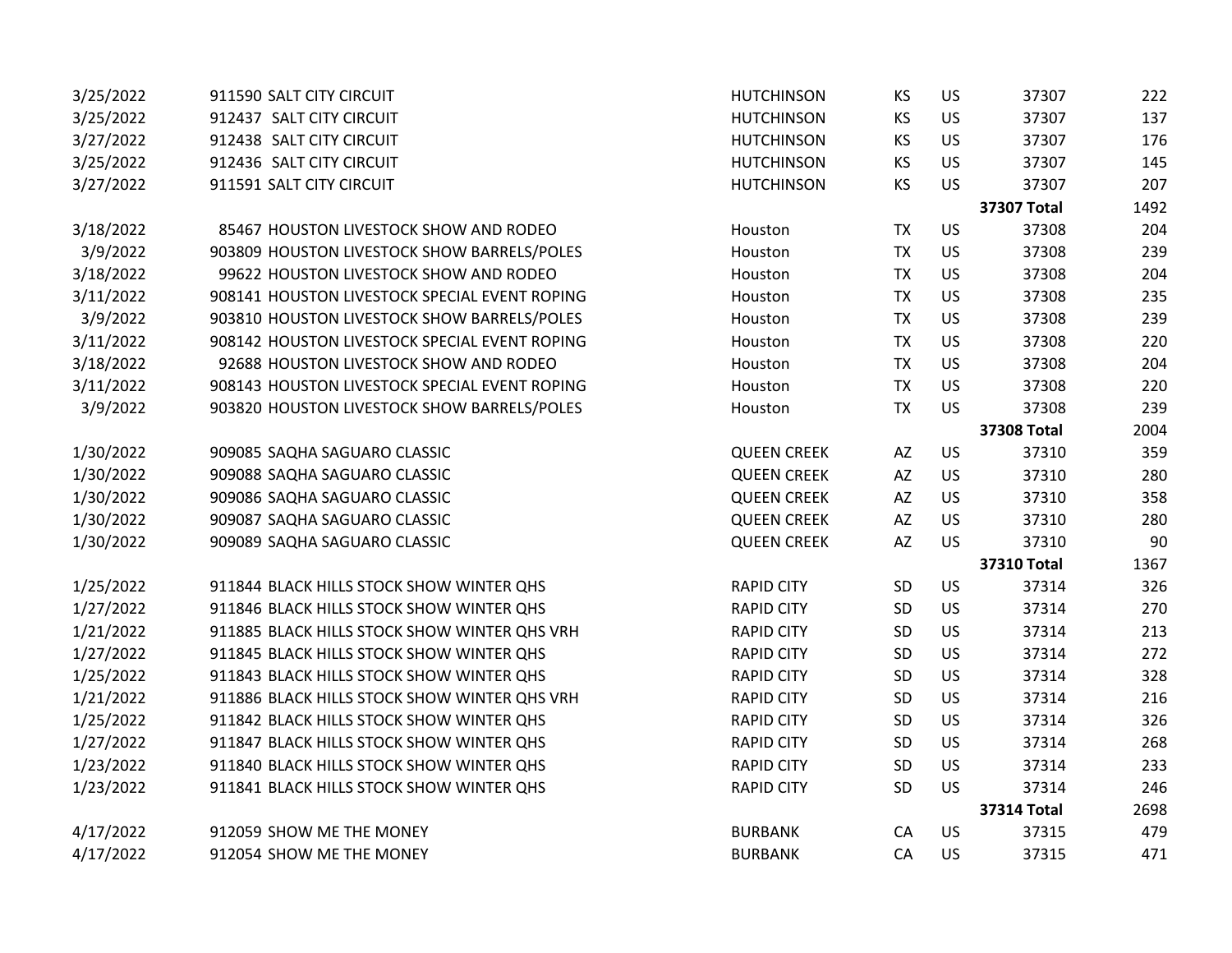| | | | | | | |
|---|---|---|---|---|---|---|
| 3/25/2022 | 911590 SALT CITY CIRCUIT | HUTCHINSON | KS | US | 37307 | 222 |
| 3/25/2022 | 912437 SALT CITY CIRCUIT | HUTCHINSON | KS | US | 37307 | 137 |
| 3/27/2022 | 912438 SALT CITY CIRCUIT | HUTCHINSON | KS | US | 37307 | 176 |
| 3/25/2022 | 912436 SALT CITY CIRCUIT | HUTCHINSON | KS | US | 37307 | 145 |
| 3/27/2022 | 911591 SALT CITY CIRCUIT | HUTCHINSON | KS | US | 37307 | 207 |
| | | | | | **37307 Total** | 1492 |
| 3/18/2022 | 85467 HOUSTON LIVESTOCK SHOW AND RODEO | Houston | TX | US | 37308 | 204 |
| 3/9/2022 | 903809 HOUSTON LIVESTOCK SHOW BARRELS/POLES | Houston | TX | US | 37308 | 239 |
| 3/18/2022 | 99622 HOUSTON LIVESTOCK SHOW AND RODEO | Houston | TX | US | 37308 | 204 |
| 3/11/2022 | 908141 HOUSTON LIVESTOCK SPECIAL EVENT ROPING | Houston | TX | US | 37308 | 235 |
| 3/9/2022 | 903810 HOUSTON LIVESTOCK SHOW BARRELS/POLES | Houston | TX | US | 37308 | 239 |
| 3/11/2022 | 908142 HOUSTON LIVESTOCK SPECIAL EVENT ROPING | Houston | TX | US | 37308 | 220 |
| 3/18/2022 | 92688 HOUSTON LIVESTOCK SHOW AND RODEO | Houston | TX | US | 37308 | 204 |
| 3/11/2022 | 908143 HOUSTON LIVESTOCK SPECIAL EVENT ROPING | Houston | TX | US | 37308 | 220 |
| 3/9/2022 | 903820 HOUSTON LIVESTOCK SHOW BARRELS/POLES | Houston | TX | US | 37308 | 239 |
| | | | | | **37308 Total** | 2004 |
| 1/30/2022 | 909085 SAQHA SAGUARO CLASSIC | QUEEN CREEK | AZ | US | 37310 | 359 |
| 1/30/2022 | 909088 SAQHA SAGUARO CLASSIC | QUEEN CREEK | AZ | US | 37310 | 280 |
| 1/30/2022 | 909086 SAQHA SAGUARO CLASSIC | QUEEN CREEK | AZ | US | 37310 | 358 |
| 1/30/2022 | 909087 SAQHA SAGUARO CLASSIC | QUEEN CREEK | AZ | US | 37310 | 280 |
| 1/30/2022 | 909089 SAQHA SAGUARO CLASSIC | QUEEN CREEK | AZ | US | 37310 | 90 |
| | | | | | **37310 Total** | 1367 |
| 1/25/2022 | 911844 BLACK HILLS STOCK SHOW WINTER QHS | RAPID CITY | SD | US | 37314 | 326 |
| 1/27/2022 | 911846 BLACK HILLS STOCK SHOW WINTER QHS | RAPID CITY | SD | US | 37314 | 270 |
| 1/21/2022 | 911885 BLACK HILLS STOCK SHOW WINTER QHS VRH | RAPID CITY | SD | US | 37314 | 213 |
| 1/27/2022 | 911845 BLACK HILLS STOCK SHOW WINTER QHS | RAPID CITY | SD | US | 37314 | 272 |
| 1/25/2022 | 911843 BLACK HILLS STOCK SHOW WINTER QHS | RAPID CITY | SD | US | 37314 | 328 |
| 1/21/2022 | 911886 BLACK HILLS STOCK SHOW WINTER QHS VRH | RAPID CITY | SD | US | 37314 | 216 |
| 1/25/2022 | 911842 BLACK HILLS STOCK SHOW WINTER QHS | RAPID CITY | SD | US | 37314 | 326 |
| 1/27/2022 | 911847 BLACK HILLS STOCK SHOW WINTER QHS | RAPID CITY | SD | US | 37314 | 268 |
| 1/23/2022 | 911840 BLACK HILLS STOCK SHOW WINTER QHS | RAPID CITY | SD | US | 37314 | 233 |
| 1/23/2022 | 911841 BLACK HILLS STOCK SHOW WINTER QHS | RAPID CITY | SD | US | 37314 | 246 |
| | | | | | **37314 Total** | 2698 |
| 4/17/2022 | 912059 SHOW ME THE MONEY | BURBANK | CA | US | 37315 | 479 |
| 4/17/2022 | 912054 SHOW ME THE MONEY | BURBANK | CA | US | 37315 | 471 |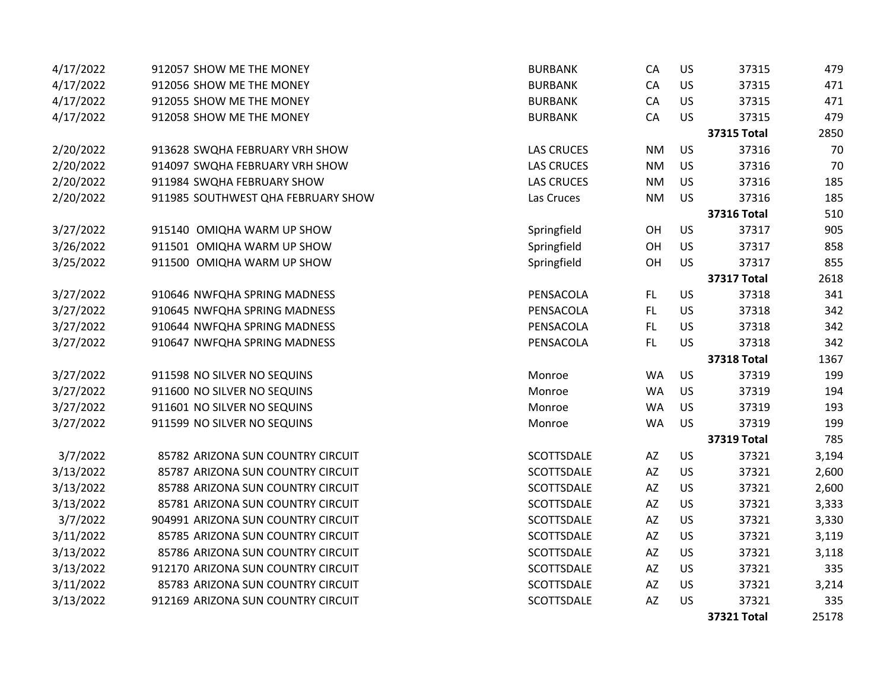| | | | | | | |
|---|---|---|---|---|---|---|
| 4/17/2022 | 912057 SHOW ME THE MONEY | BURBANK | CA | US | 37315 | 479 |
| 4/17/2022 | 912056 SHOW ME THE MONEY | BURBANK | CA | US | 37315 | 471 |
| 4/17/2022 | 912055 SHOW ME THE MONEY | BURBANK | CA | US | 37315 | 471 |
| 4/17/2022 | 912058 SHOW ME THE MONEY | BURBANK | CA | US | 37315 | 479 |
| | | | | | **37315 Total** | 2850 |
| 2/20/2022 | 913628 SWQHA FEBRUARY VRH SHOW | LAS CRUCES | NM | US | 37316 | 70 |
| 2/20/2022 | 914097 SWQHA FEBRUARY VRH SHOW | LAS CRUCES | NM | US | 37316 | 70 |
| 2/20/2022 | 911984 SWQHA FEBRUARY SHOW | LAS CRUCES | NM | US | 37316 | 185 |
| 2/20/2022 | 911985 SOUTHWEST QHA FEBRUARY SHOW | Las Cruces | NM | US | 37316 | 185 |
| | | | | | **37316 Total** | 510 |
| 3/27/2022 | 915140 OMIQHA WARM UP SHOW | Springfield | OH | US | 37317 | 905 |
| 3/26/2022 | 911501 OMIQHA WARM UP SHOW | Springfield | OH | US | 37317 | 858 |
| 3/25/2022 | 911500 OMIQHA WARM UP SHOW | Springfield | OH | US | 37317 | 855 |
| | | | | | **37317 Total** | 2618 |
| 3/27/2022 | 910646 NWFQHA SPRING MADNESS | PENSACOLA | FL | US | 37318 | 341 |
| 3/27/2022 | 910645 NWFQHA SPRING MADNESS | PENSACOLA | FL | US | 37318 | 342 |
| 3/27/2022 | 910644 NWFQHA SPRING MADNESS | PENSACOLA | FL | US | 37318 | 342 |
| 3/27/2022 | 910647 NWFQHA SPRING MADNESS | PENSACOLA | FL | US | 37318 | 342 |
| | | | | | **37318 Total** | 1367 |
| 3/27/2022 | 911598 NO SILVER NO SEQUINS | Monroe | WA | US | 37319 | 199 |
| 3/27/2022 | 911600 NO SILVER NO SEQUINS | Monroe | WA | US | 37319 | 194 |
| 3/27/2022 | 911601 NO SILVER NO SEQUINS | Monroe | WA | US | 37319 | 193 |
| 3/27/2022 | 911599 NO SILVER NO SEQUINS | Monroe | WA | US | 37319 | 199 |
| | | | | | **37319 Total** | 785 |
| 3/7/2022 | 85782 ARIZONA SUN COUNTRY CIRCUIT | SCOTTSDALE | AZ | US | 37321 | 3,194 |
| 3/13/2022 | 85787 ARIZONA SUN COUNTRY CIRCUIT | SCOTTSDALE | AZ | US | 37321 | 2,600 |
| 3/13/2022 | 85788 ARIZONA SUN COUNTRY CIRCUIT | SCOTTSDALE | AZ | US | 37321 | 2,600 |
| 3/13/2022 | 85781 ARIZONA SUN COUNTRY CIRCUIT | SCOTTSDALE | AZ | US | 37321 | 3,333 |
| 3/7/2022 | 904991 ARIZONA SUN COUNTRY CIRCUIT | SCOTTSDALE | AZ | US | 37321 | 3,330 |
| 3/11/2022 | 85785 ARIZONA SUN COUNTRY CIRCUIT | SCOTTSDALE | AZ | US | 37321 | 3,119 |
| 3/13/2022 | 85786 ARIZONA SUN COUNTRY CIRCUIT | SCOTTSDALE | AZ | US | 37321 | 3,118 |
| 3/13/2022 | 912170 ARIZONA SUN COUNTRY CIRCUIT | SCOTTSDALE | AZ | US | 37321 | 335 |
| 3/11/2022 | 85783 ARIZONA SUN COUNTRY CIRCUIT | SCOTTSDALE | AZ | US | 37321 | 3,214 |
| 3/13/2022 | 912169 ARIZONA SUN COUNTRY CIRCUIT | SCOTTSDALE | AZ | US | 37321 | 335 |
| | | | | | **37321 Total** | 25178 |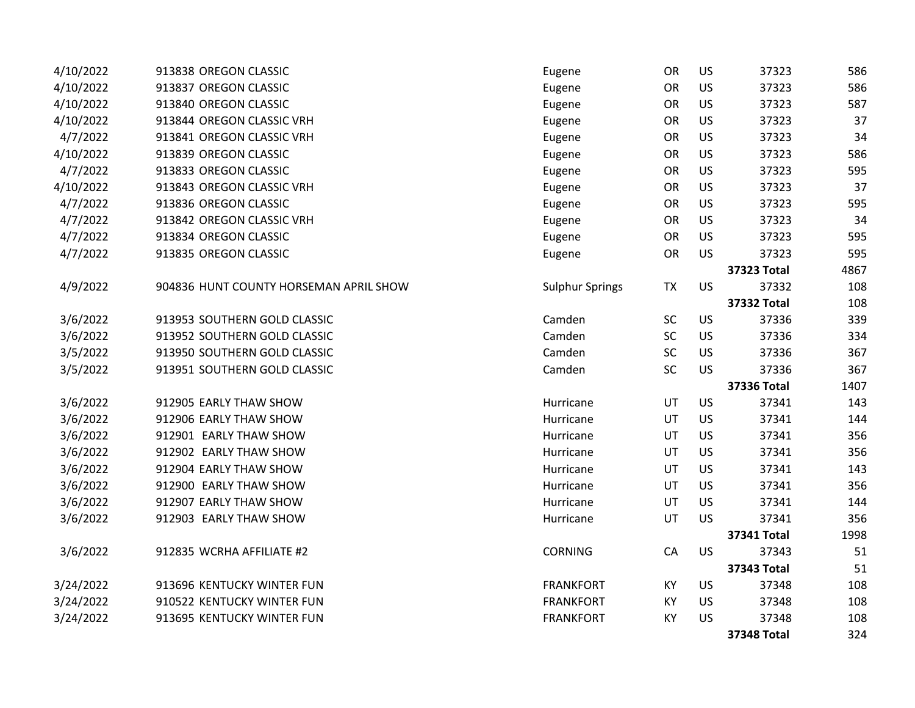| | | | | | | |
|---|---|---|---|---|---|---|
| 4/10/2022 | 913838 OREGON CLASSIC | Eugene | OR | US | 37323 | 586 |
| 4/10/2022 | 913837 OREGON CLASSIC | Eugene | OR | US | 37323 | 586 |
| 4/10/2022 | 913840 OREGON CLASSIC | Eugene | OR | US | 37323 | 587 |
| 4/10/2022 | 913844 OREGON CLASSIC VRH | Eugene | OR | US | 37323 | 37 |
| 4/7/2022 | 913841 OREGON CLASSIC VRH | Eugene | OR | US | 37323 | 34 |
| 4/10/2022 | 913839 OREGON CLASSIC | Eugene | OR | US | 37323 | 586 |
| 4/7/2022 | 913833 OREGON CLASSIC | Eugene | OR | US | 37323 | 595 |
| 4/10/2022 | 913843 OREGON CLASSIC VRH | Eugene | OR | US | 37323 | 37 |
| 4/7/2022 | 913836 OREGON CLASSIC | Eugene | OR | US | 37323 | 595 |
| 4/7/2022 | 913842 OREGON CLASSIC VRH | Eugene | OR | US | 37323 | 34 |
| 4/7/2022 | 913834 OREGON CLASSIC | Eugene | OR | US | 37323 | 595 |
| 4/7/2022 | 913835 OREGON CLASSIC | Eugene | OR | US | 37323 | 595 |
| | | | | | **37323 Total** | 4867 |
| 4/9/2022 | 904836 HUNT COUNTY HORSEMAN APRIL SHOW | Sulphur Springs | TX | US | 37332 | 108 |
| | | | | | **37332 Total** | 108 |
| 3/6/2022 | 913953 SOUTHERN GOLD CLASSIC | Camden | SC | US | 37336 | 339 |
| 3/6/2022 | 913952 SOUTHERN GOLD CLASSIC | Camden | SC | US | 37336 | 334 |
| 3/5/2022 | 913950 SOUTHERN GOLD CLASSIC | Camden | SC | US | 37336 | 367 |
| 3/5/2022 | 913951 SOUTHERN GOLD CLASSIC | Camden | SC | US | 37336 | 367 |
| | | | | | **37336 Total** | 1407 |
| 3/6/2022 | 912905 EARLY THAW SHOW | Hurricane | UT | US | 37341 | 143 |
| 3/6/2022 | 912906 EARLY THAW SHOW | Hurricane | UT | US | 37341 | 144 |
| 3/6/2022 | 912901 EARLY THAW SHOW | Hurricane | UT | US | 37341 | 356 |
| 3/6/2022 | 912902 EARLY THAW SHOW | Hurricane | UT | US | 37341 | 356 |
| 3/6/2022 | 912904 EARLY THAW SHOW | Hurricane | UT | US | 37341 | 143 |
| 3/6/2022 | 912900 EARLY THAW SHOW | Hurricane | UT | US | 37341 | 356 |
| 3/6/2022 | 912907 EARLY THAW SHOW | Hurricane | UT | US | 37341 | 144 |
| 3/6/2022 | 912903 EARLY THAW SHOW | Hurricane | UT | US | 37341 | 356 |
| | | | | | **37341 Total** | 1998 |
| 3/6/2022 | 912835 WCRHA AFFILIATE #2 | CORNING | CA | US | 37343 | 51 |
| | | | | | **37343 Total** | 51 |
| 3/24/2022 | 913696 KENTUCKY WINTER FUN | FRANKFORT | KY | US | 37348 | 108 |
| 3/24/2022 | 910522 KENTUCKY WINTER FUN | FRANKFORT | KY | US | 37348 | 108 |
| 3/24/2022 | 913695 KENTUCKY WINTER FUN | FRANKFORT | KY | US | 37348 | 108 |
| | | | | | **37348 Total** | 324 |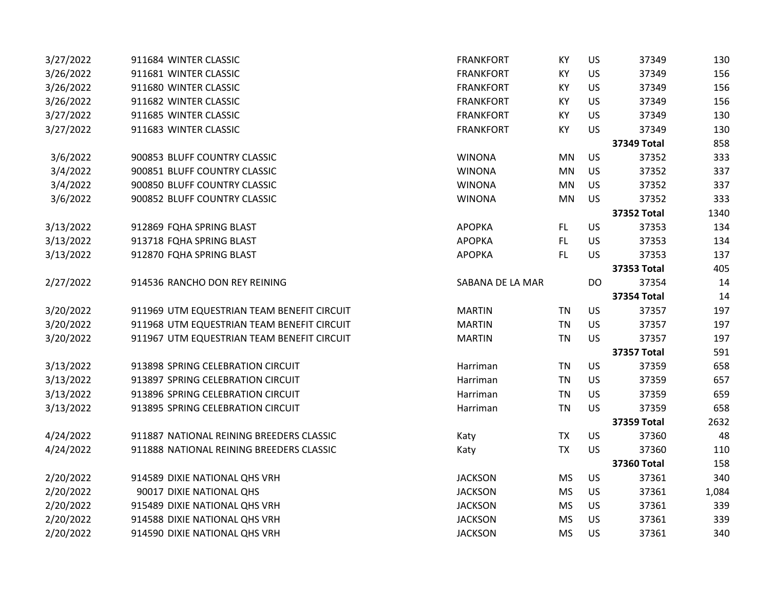| | | | | | | |
|---|---|---|---|---|---|---|
| 3/27/2022 | 911684 WINTER CLASSIC | FRANKFORT | KY | US | 37349 | 130 |
| 3/26/2022 | 911681 WINTER CLASSIC | FRANKFORT | KY | US | 37349 | 156 |
| 3/26/2022 | 911680 WINTER CLASSIC | FRANKFORT | KY | US | 37349 | 156 |
| 3/26/2022 | 911682 WINTER CLASSIC | FRANKFORT | KY | US | 37349 | 156 |
| 3/27/2022 | 911685 WINTER CLASSIC | FRANKFORT | KY | US | 37349 | 130 |
| 3/27/2022 | 911683 WINTER CLASSIC | FRANKFORT | KY | US | 37349 | 130 |
| | | | | | **37349 Total** | 858 |
| 3/6/2022 | 900853 BLUFF COUNTRY CLASSIC | WINONA | MN | US | 37352 | 333 |
| 3/4/2022 | 900851 BLUFF COUNTRY CLASSIC | WINONA | MN | US | 37352 | 337 |
| 3/4/2022 | 900850 BLUFF COUNTRY CLASSIC | WINONA | MN | US | 37352 | 337 |
| 3/6/2022 | 900852 BLUFF COUNTRY CLASSIC | WINONA | MN | US | 37352 | 333 |
| | | | | | **37352 Total** | 1340 |
| 3/13/2022 | 912869 FQHA SPRING BLAST | APOPKA | FL | US | 37353 | 134 |
| 3/13/2022 | 913718 FQHA SPRING BLAST | APOPKA | FL | US | 37353 | 134 |
| 3/13/2022 | 912870 FQHA SPRING BLAST | APOPKA | FL | US | 37353 | 137 |
| | | | | | **37353 Total** | 405 |
| 2/27/2022 | 914536 RANCHO DON REY REINING | SABANA DE LA MAR | | DO | 37354 | 14 |
| | | | | | **37354 Total** | 14 |
| 3/20/2022 | 911969 UTM EQUESTRIAN TEAM BENEFIT CIRCUIT | MARTIN | TN | US | 37357 | 197 |
| 3/20/2022 | 911968 UTM EQUESTRIAN TEAM BENEFIT CIRCUIT | MARTIN | TN | US | 37357 | 197 |
| 3/20/2022 | 911967 UTM EQUESTRIAN TEAM BENEFIT CIRCUIT | MARTIN | TN | US | 37357 | 197 |
| | | | | | **37357 Total** | 591 |
| 3/13/2022 | 913898 SPRING CELEBRATION CIRCUIT | Harriman | TN | US | 37359 | 658 |
| 3/13/2022 | 913897 SPRING CELEBRATION CIRCUIT | Harriman | TN | US | 37359 | 657 |
| 3/13/2022 | 913896 SPRING CELEBRATION CIRCUIT | Harriman | TN | US | 37359 | 659 |
| 3/13/2022 | 913895 SPRING CELEBRATION CIRCUIT | Harriman | TN | US | 37359 | 658 |
| | | | | | **37359 Total** | 2632 |
| 4/24/2022 | 911887 NATIONAL REINING BREEDERS CLASSIC | Katy | TX | US | 37360 | 48 |
| 4/24/2022 | 911888 NATIONAL REINING BREEDERS CLASSIC | Katy | TX | US | 37360 | 110 |
| | | | | | **37360 Total** | 158 |
| 2/20/2022 | 914589 DIXIE NATIONAL QHS VRH | JACKSON | MS | US | 37361 | 340 |
| 2/20/2022 | 90017 DIXIE NATIONAL QHS | JACKSON | MS | US | 37361 | 1,084 |
| 2/20/2022 | 915489 DIXIE NATIONAL QHS VRH | JACKSON | MS | US | 37361 | 339 |
| 2/20/2022 | 914588 DIXIE NATIONAL QHS VRH | JACKSON | MS | US | 37361 | 339 |
| 2/20/2022 | 914590 DIXIE NATIONAL QHS VRH | JACKSON | MS | US | 37361 | 340 |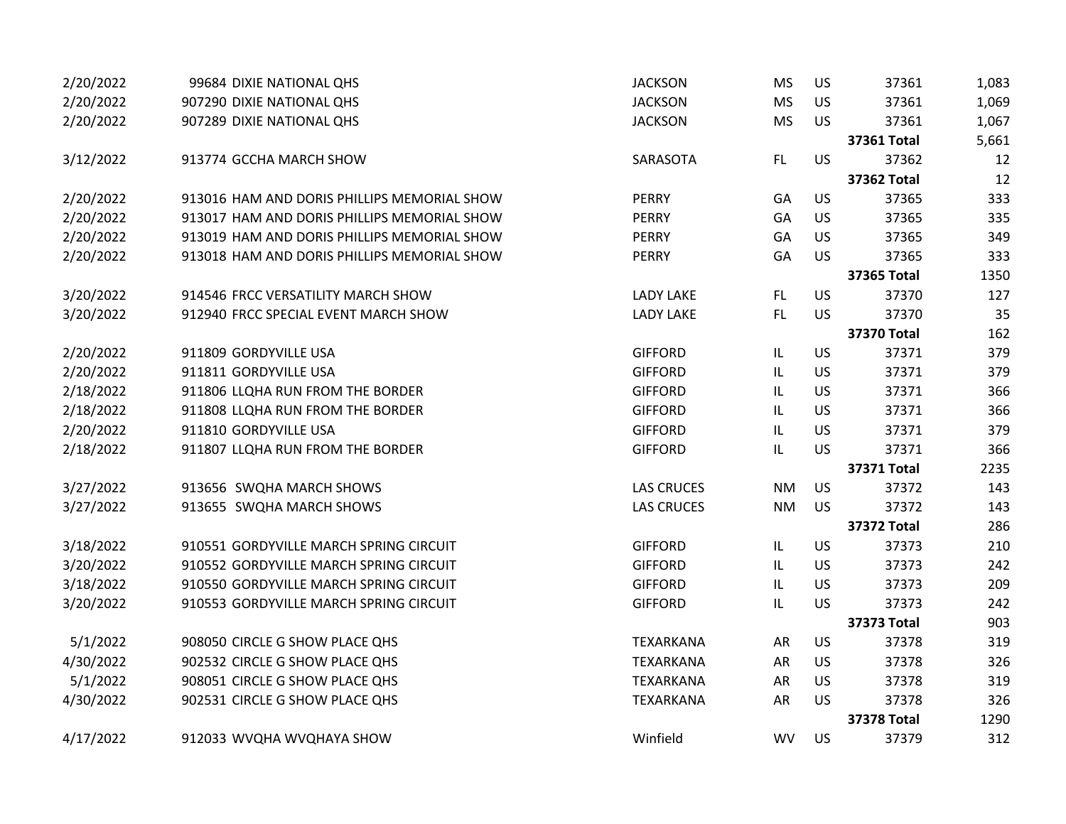| | | | | | | |
|---|---|---|---|---|---|---|
| 2/20/2022 | 99684 DIXIE NATIONAL QHS | JACKSON | MS | US | 37361 | 1,083 |
| 2/20/2022 | 907290 DIXIE NATIONAL QHS | JACKSON | MS | US | 37361 | 1,069 |
| 2/20/2022 | 907289 DIXIE NATIONAL QHS | JACKSON | MS | US | 37361 | 1,067 |
| | | | | | **37361 Total** | 5,661 |
| 3/12/2022 | 913774 GCCHA MARCH SHOW | SARASOTA | FL | US | 37362 | 12 |
| | | | | | **37362 Total** | 12 |
| 2/20/2022 | 913016 HAM AND DORIS PHILLIPS MEMORIAL SHOW | PERRY | GA | US | 37365 | 333 |
| 2/20/2022 | 913017 HAM AND DORIS PHILLIPS MEMORIAL SHOW | PERRY | GA | US | 37365 | 335 |
| 2/20/2022 | 913019 HAM AND DORIS PHILLIPS MEMORIAL SHOW | PERRY | GA | US | 37365 | 349 |
| 2/20/2022 | 913018 HAM AND DORIS PHILLIPS MEMORIAL SHOW | PERRY | GA | US | 37365 | 333 |
| | | | | | **37365 Total** | 1350 |
| 3/20/2022 | 914546 FRCC VERSATILITY MARCH SHOW | LADY LAKE | FL | US | 37370 | 127 |
| 3/20/2022 | 912940 FRCC SPECIAL EVENT MARCH SHOW | LADY LAKE | FL | US | 37370 | 35 |
| | | | | | **37370 Total** | 162 |
| 2/20/2022 | 911809 GORDYVILLE USA | GIFFORD | IL | US | 37371 | 379 |
| 2/20/2022 | 911811 GORDYVILLE USA | GIFFORD | IL | US | 37371 | 379 |
| 2/18/2022 | 911806 LLQHA RUN FROM THE BORDER | GIFFORD | IL | US | 37371 | 366 |
| 2/18/2022 | 911808 LLQHA RUN FROM THE BORDER | GIFFORD | IL | US | 37371 | 366 |
| 2/20/2022 | 911810 GORDYVILLE USA | GIFFORD | IL | US | 37371 | 379 |
| 2/18/2022 | 911807 LLQHA RUN FROM THE BORDER | GIFFORD | IL | US | 37371 | 366 |
| | | | | | **37371 Total** | 2235 |
| 3/27/2022 | 913656 SWQHA MARCH SHOWS | LAS CRUCES | NM | US | 37372 | 143 |
| 3/27/2022 | 913655 SWQHA MARCH SHOWS | LAS CRUCES | NM | US | 37372 | 143 |
| | | | | | **37372 Total** | 286 |
| 3/18/2022 | 910551 GORDYVILLE MARCH SPRING CIRCUIT | GIFFORD | IL | US | 37373 | 210 |
| 3/20/2022 | 910552 GORDYVILLE MARCH SPRING CIRCUIT | GIFFORD | IL | US | 37373 | 242 |
| 3/18/2022 | 910550 GORDYVILLE MARCH SPRING CIRCUIT | GIFFORD | IL | US | 37373 | 209 |
| 3/20/2022 | 910553 GORDYVILLE MARCH SPRING CIRCUIT | GIFFORD | IL | US | 37373 | 242 |
| | | | | | **37373 Total** | 903 |
| 5/1/2022 | 908050 CIRCLE G SHOW PLACE QHS | TEXARKANA | AR | US | 37378 | 319 |
| 4/30/2022 | 902532 CIRCLE G SHOW PLACE QHS | TEXARKANA | AR | US | 37378 | 326 |
| 5/1/2022 | 908051 CIRCLE G SHOW PLACE QHS | TEXARKANA | AR | US | 37378 | 319 |
| 4/30/2022 | 902531 CIRCLE G SHOW PLACE QHS | TEXARKANA | AR | US | 37378 | 326 |
| | | | | | **37378 Total** | 1290 |
| 4/17/2022 | 912033 WVQHA WVQHAYA SHOW | Winfield | WV | US | 37379 | 312 |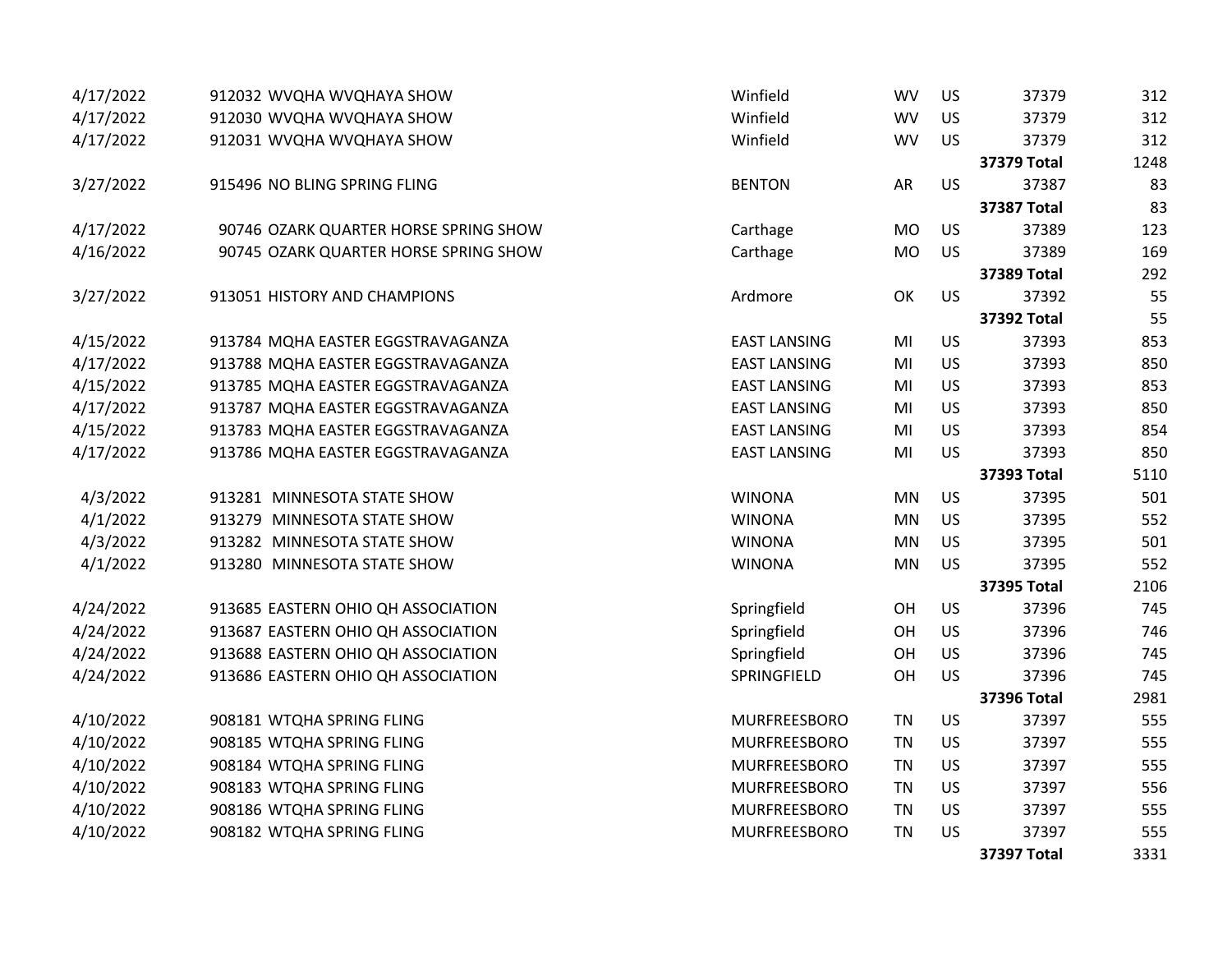| | | | | | | |
|---|---|---|---|---|---|---|
| 4/17/2022 | 912032 WVQHA WVQHAYA SHOW | Winfield | WV | US | 37379 | 312 |
| 4/17/2022 | 912030 WVQHA WVQHAYA SHOW | Winfield | WV | US | 37379 | 312 |
| 4/17/2022 | 912031 WVQHA WVQHAYA SHOW | Winfield | WV | US | 37379 | 312 |
| | | | | | **37379 Total** | 1248 |
| 3/27/2022 | 915496 NO BLING SPRING FLING | BENTON | AR | US | 37387 | 83 |
| | | | | | **37387 Total** | 83 |
| 4/17/2022 | 90746 OZARK QUARTER HORSE SPRING SHOW | Carthage | MO | US | 37389 | 123 |
| 4/16/2022 | 90745 OZARK QUARTER HORSE SPRING SHOW | Carthage | MO | US | 37389 | 169 |
| | | | | | **37389 Total** | 292 |
| 3/27/2022 | 913051 HISTORY AND CHAMPIONS | Ardmore | OK | US | 37392 | 55 |
| | | | | | **37392 Total** | 55 |
| 4/15/2022 | 913784 MQHA EASTER EGGSTRAVAGANZA | EAST LANSING | MI | US | 37393 | 853 |
| 4/17/2022 | 913788 MQHA EASTER EGGSTRAVAGANZA | EAST LANSING | MI | US | 37393 | 850 |
| 4/15/2022 | 913785 MQHA EASTER EGGSTRAVAGANZA | EAST LANSING | MI | US | 37393 | 853 |
| 4/17/2022 | 913787 MQHA EASTER EGGSTRAVAGANZA | EAST LANSING | MI | US | 37393 | 850 |
| 4/15/2022 | 913783 MQHA EASTER EGGSTRAVAGANZA | EAST LANSING | MI | US | 37393 | 854 |
| 4/17/2022 | 913786 MQHA EASTER EGGSTRAVAGANZA | EAST LANSING | MI | US | 37393 | 850 |
| | | | | | **37393 Total** | 5110 |
| 4/3/2022 | 913281 MINNESOTA STATE SHOW | WINONA | MN | US | 37395 | 501 |
| 4/1/2022 | 913279 MINNESOTA STATE SHOW | WINONA | MN | US | 37395 | 552 |
| 4/3/2022 | 913282 MINNESOTA STATE SHOW | WINONA | MN | US | 37395 | 501 |
| 4/1/2022 | 913280 MINNESOTA STATE SHOW | WINONA | MN | US | 37395 | 552 |
| | | | | | **37395 Total** | 2106 |
| 4/24/2022 | 913685 EASTERN OHIO QH ASSOCIATION | Springfield | OH | US | 37396 | 745 |
| 4/24/2022 | 913687 EASTERN OHIO QH ASSOCIATION | Springfield | OH | US | 37396 | 746 |
| 4/24/2022 | 913688 EASTERN OHIO QH ASSOCIATION | Springfield | OH | US | 37396 | 745 |
| 4/24/2022 | 913686 EASTERN OHIO QH ASSOCIATION | SPRINGFIELD | OH | US | 37396 | 745 |
| | | | | | **37396 Total** | 2981 |
| 4/10/2022 | 908181 WTQHA SPRING FLING | MURFREESBORO | TN | US | 37397 | 555 |
| 4/10/2022 | 908185 WTQHA SPRING FLING | MURFREESBORO | TN | US | 37397 | 555 |
| 4/10/2022 | 908184 WTQHA SPRING FLING | MURFREESBORO | TN | US | 37397 | 555 |
| 4/10/2022 | 908183 WTQHA SPRING FLING | MURFREESBORO | TN | US | 37397 | 556 |
| 4/10/2022 | 908186 WTQHA SPRING FLING | MURFREESBORO | TN | US | 37397 | 555 |
| 4/10/2022 | 908182 WTQHA SPRING FLING | MURFREESBORO | TN | US | 37397 | 555 |
| | | | | | **37397 Total** | 3331 |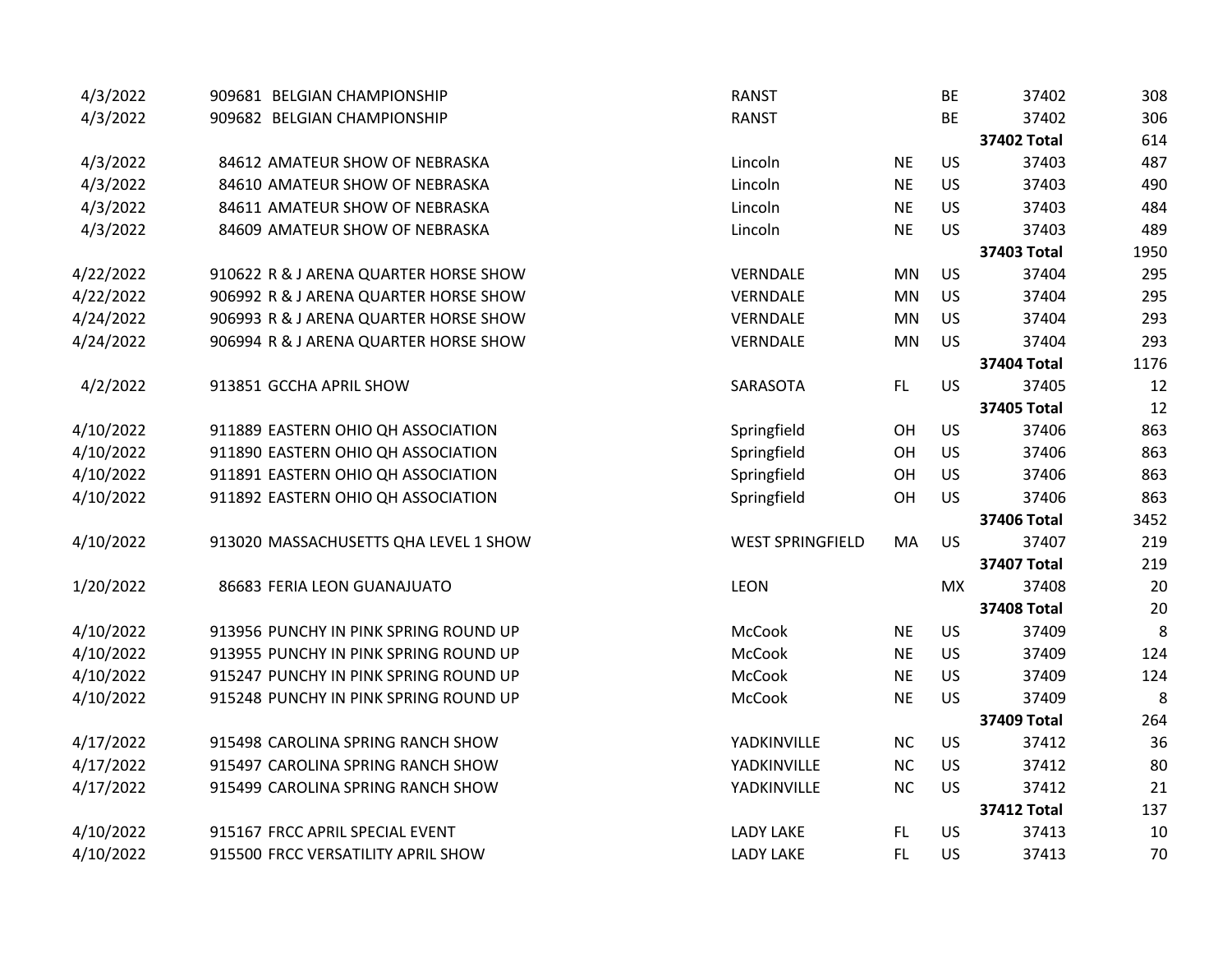| | | | | | | |
|---|---|---|---|---|---|---|
| 4/3/2022 | 909681 BELGIAN CHAMPIONSHIP | RANST | | BE | 37402 | 308 |
| 4/3/2022 | 909682 BELGIAN CHAMPIONSHIP | RANST | | BE | 37402 | 306 |
| | | | | | **37402 Total** | 614 |
| 4/3/2022 | 84612 AMATEUR SHOW OF NEBRASKA | Lincoln | NE | US | 37403 | 487 |
| 4/3/2022 | 84610 AMATEUR SHOW OF NEBRASKA | Lincoln | NE | US | 37403 | 490 |
| 4/3/2022 | 84611 AMATEUR SHOW OF NEBRASKA | Lincoln | NE | US | 37403 | 484 |
| 4/3/2022 | 84609 AMATEUR SHOW OF NEBRASKA | Lincoln | NE | US | 37403 | 489 |
| | | | | | **37403 Total** | 1950 |
| 4/22/2022 | 910622 R & J ARENA QUARTER HORSE SHOW | VERNDALE | MN | US | 37404 | 295 |
| 4/22/2022 | 906992 R & J ARENA QUARTER HORSE SHOW | VERNDALE | MN | US | 37404 | 295 |
| 4/24/2022 | 906993 R & J ARENA QUARTER HORSE SHOW | VERNDALE | MN | US | 37404 | 293 |
| 4/24/2022 | 906994 R & J ARENA QUARTER HORSE SHOW | VERNDALE | MN | US | 37404 | 293 |
| | | | | | **37404 Total** | 1176 |
| 4/2/2022 | 913851 GCCHA APRIL SHOW | SARASOTA | FL | US | 37405 | 12 |
| | | | | | **37405 Total** | 12 |
| 4/10/2022 | 911889 EASTERN OHIO QH ASSOCIATION | Springfield | OH | US | 37406 | 863 |
| 4/10/2022 | 911890 EASTERN OHIO QH ASSOCIATION | Springfield | OH | US | 37406 | 863 |
| 4/10/2022 | 911891 EASTERN OHIO QH ASSOCIATION | Springfield | OH | US | 37406 | 863 |
| 4/10/2022 | 911892 EASTERN OHIO QH ASSOCIATION | Springfield | OH | US | 37406 | 863 |
| | | | | | **37406 Total** | 3452 |
| 4/10/2022 | 913020 MASSACHUSETTS QHA LEVEL 1 SHOW | WEST SPRINGFIELD | MA | US | 37407 | 219 |
| | | | | | **37407 Total** | 219 |
| 1/20/2022 | 86683 FERIA LEON GUANAJUATO | LEON | | MX | 37408 | 20 |
| | | | | | **37408 Total** | 20 |
| 4/10/2022 | 913956 PUNCHY IN PINK SPRING ROUND UP | McCook | NE | US | 37409 | 8 |
| 4/10/2022 | 913955 PUNCHY IN PINK SPRING ROUND UP | McCook | NE | US | 37409 | 124 |
| 4/10/2022 | 915247 PUNCHY IN PINK SPRING ROUND UP | McCook | NE | US | 37409 | 124 |
| 4/10/2022 | 915248 PUNCHY IN PINK SPRING ROUND UP | McCook | NE | US | 37409 | 8 |
| | | | | | **37409 Total** | 264 |
| 4/17/2022 | 915498 CAROLINA SPRING RANCH SHOW | YADKINVILLE | NC | US | 37412 | 36 |
| 4/17/2022 | 915497 CAROLINA SPRING RANCH SHOW | YADKINVILLE | NC | US | 37412 | 80 |
| 4/17/2022 | 915499 CAROLINA SPRING RANCH SHOW | YADKINVILLE | NC | US | 37412 | 21 |
| | | | | | **37412 Total** | 137 |
| 4/10/2022 | 915167 FRCC APRIL SPECIAL EVENT | LADY LAKE | FL | US | 37413 | 10 |
| 4/10/2022 | 915500 FRCC VERSATILITY APRIL SHOW | LADY LAKE | FL | US | 37413 | 70 |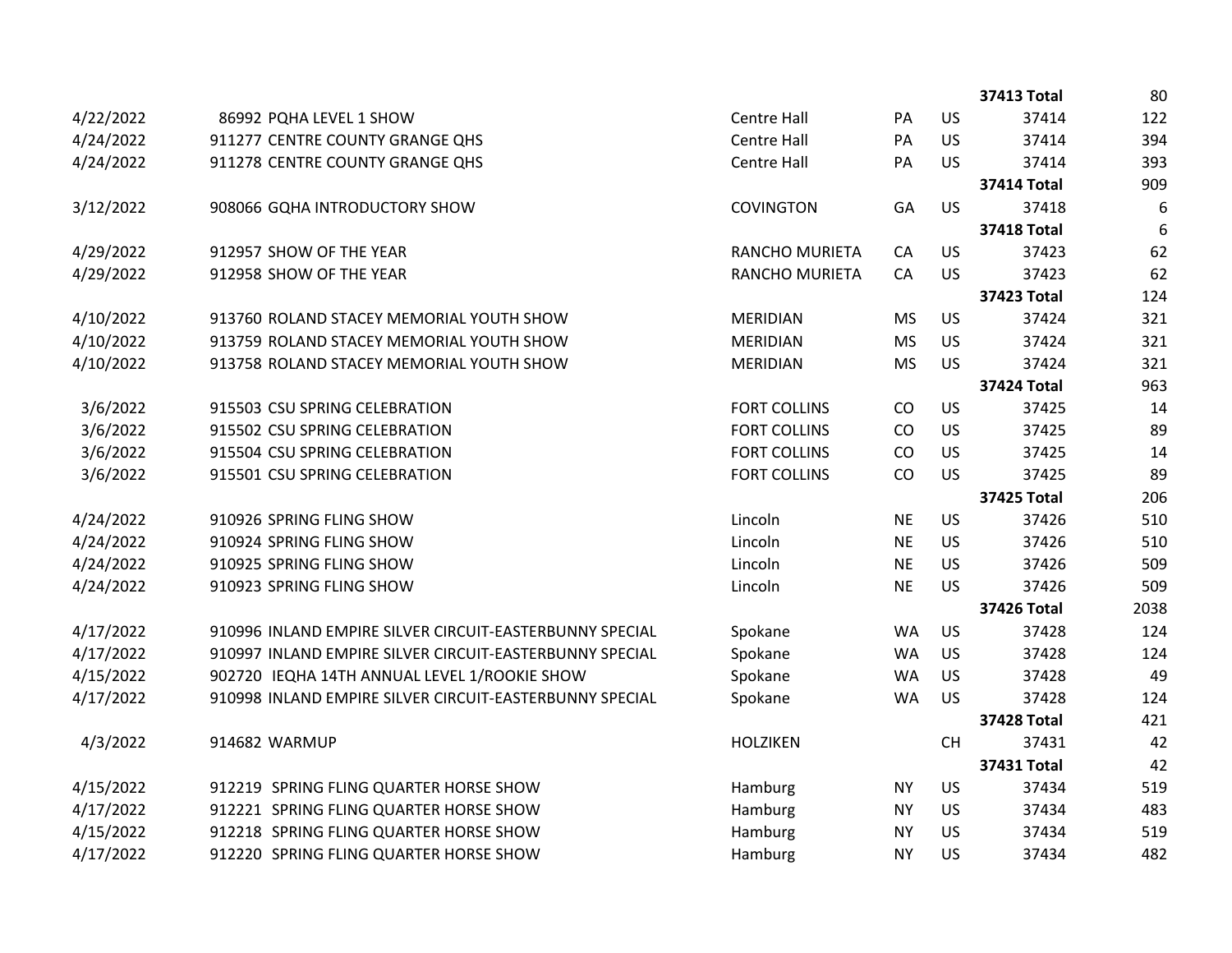| | | | | | | |
|---|---|---|---|---|---|---|
| | | | | | **37413 Total** | 80 |
| 4/22/2022 | 86992 PQHA LEVEL 1 SHOW | Centre Hall | PA | US | 37414 | 122 |
| 4/24/2022 | 911277 CENTRE COUNTY GRANGE QHS | Centre Hall | PA | US | 37414 | 394 |
| 4/24/2022 | 911278 CENTRE COUNTY GRANGE QHS | Centre Hall | PA | US | 37414 | 393 |
| | | | | | **37414 Total** | 909 |
| 3/12/2022 | 908066 GQHA INTRODUCTORY SHOW | COVINGTON | GA | US | 37418 | 6 |
| | | | | | **37418 Total** | 6 |
| 4/29/2022 | 912957 SHOW OF THE YEAR | RANCHO MURIETA | CA | US | 37423 | 62 |
| 4/29/2022 | 912958 SHOW OF THE YEAR | RANCHO MURIETA | CA | US | 37423 | 62 |
| | | | | | **37423 Total** | 124 |
| 4/10/2022 | 913760 ROLAND STACEY MEMORIAL YOUTH SHOW | MERIDIAN | MS | US | 37424 | 321 |
| 4/10/2022 | 913759 ROLAND STACEY MEMORIAL YOUTH SHOW | MERIDIAN | MS | US | 37424 | 321 |
| 4/10/2022 | 913758 ROLAND STACEY MEMORIAL YOUTH SHOW | MERIDIAN | MS | US | 37424 | 321 |
| | | | | | **37424 Total** | 963 |
| 3/6/2022 | 915503 CSU SPRING CELEBRATION | FORT COLLINS | CO | US | 37425 | 14 |
| 3/6/2022 | 915502 CSU SPRING CELEBRATION | FORT COLLINS | CO | US | 37425 | 89 |
| 3/6/2022 | 915504 CSU SPRING CELEBRATION | FORT COLLINS | CO | US | 37425 | 14 |
| 3/6/2022 | 915501 CSU SPRING CELEBRATION | FORT COLLINS | CO | US | 37425 | 89 |
| | | | | | **37425 Total** | 206 |
| 4/24/2022 | 910926 SPRING FLING SHOW | Lincoln | NE | US | 37426 | 510 |
| 4/24/2022 | 910924 SPRING FLING SHOW | Lincoln | NE | US | 37426 | 510 |
| 4/24/2022 | 910925 SPRING FLING SHOW | Lincoln | NE | US | 37426 | 509 |
| 4/24/2022 | 910923 SPRING FLING SHOW | Lincoln | NE | US | 37426 | 509 |
| | | | | | **37426 Total** | 2038 |
| 4/17/2022 | 910996 INLAND EMPIRE SILVER CIRCUIT-EASTERBUNNY SPECIAL | Spokane | WA | US | 37428 | 124 |
| 4/17/2022 | 910997 INLAND EMPIRE SILVER CIRCUIT-EASTERBUNNY SPECIAL | Spokane | WA | US | 37428 | 124 |
| 4/15/2022 | 902720 IEQHA 14TH ANNUAL LEVEL 1/ROOKIE SHOW | Spokane | WA | US | 37428 | 49 |
| 4/17/2022 | 910998 INLAND EMPIRE SILVER CIRCUIT-EASTERBUNNY SPECIAL | Spokane | WA | US | 37428 | 124 |
| | | | | | **37428 Total** | 421 |
| 4/3/2022 | 914682 WARMUP | HOLZIKEN | | CH | 37431 | 42 |
| | | | | | **37431 Total** | 42 |
| 4/15/2022 | 912219 SPRING FLING QUARTER HORSE SHOW | Hamburg | NY | US | 37434 | 519 |
| 4/17/2022 | 912221 SPRING FLING QUARTER HORSE SHOW | Hamburg | NY | US | 37434 | 483 |
| 4/15/2022 | 912218 SPRING FLING QUARTER HORSE SHOW | Hamburg | NY | US | 37434 | 519 |
| 4/17/2022 | 912220 SPRING FLING QUARTER HORSE SHOW | Hamburg | NY | US | 37434 | 482 |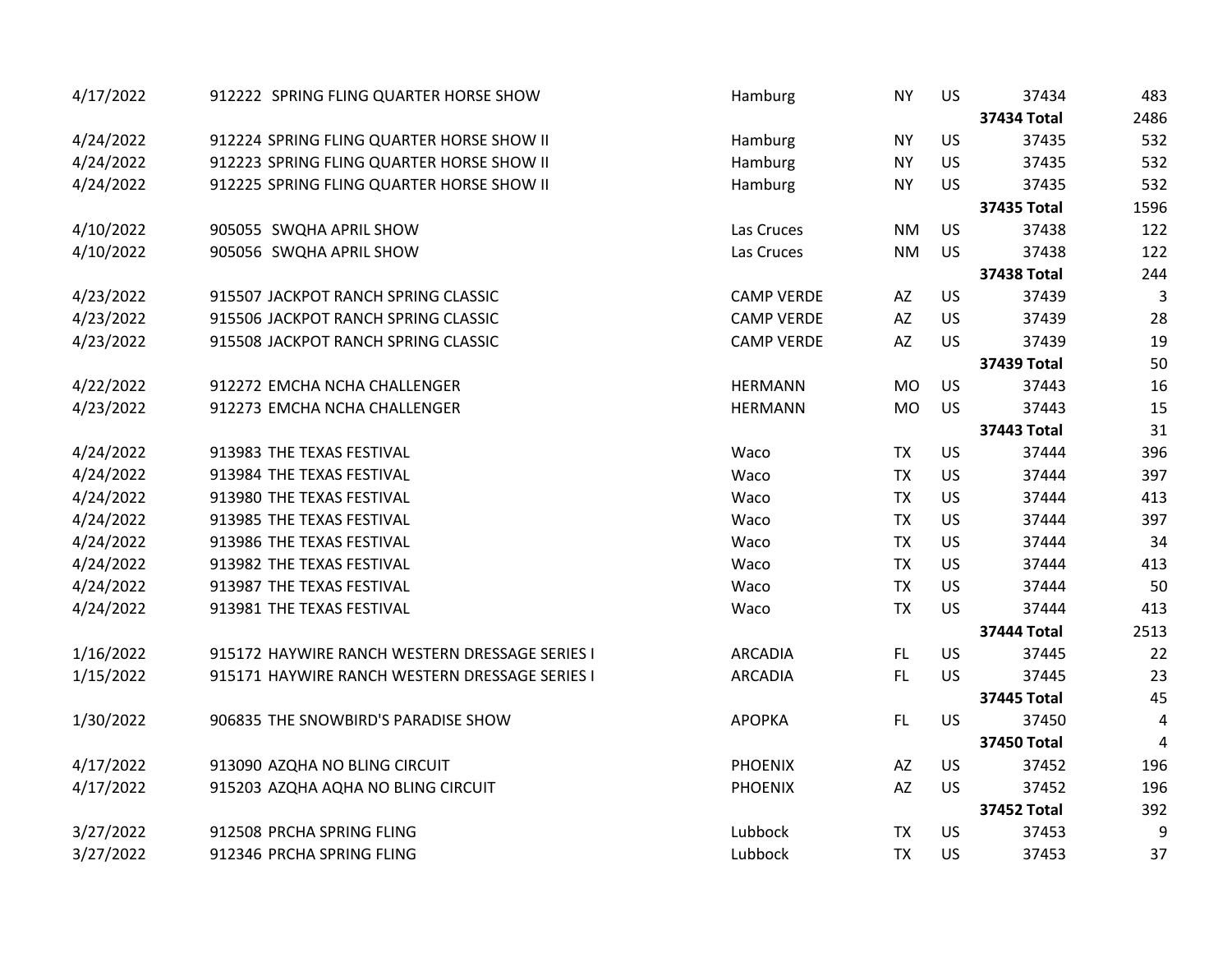| | | | | | | |
|---|---|---|---|---|---|---|
| 4/17/2022 | 912222  SPRING FLING QUARTER HORSE SHOW | Hamburg | NY | US | 37434 | 483 |
| | | | | | **37434 Total** | 2486 |
| 4/24/2022 | 912224 SPRING FLING QUARTER HORSE SHOW II | Hamburg | NY | US | 37435 | 532 |
| 4/24/2022 | 912223 SPRING FLING QUARTER HORSE SHOW II | Hamburg | NY | US | 37435 | 532 |
| 4/24/2022 | 912225 SPRING FLING QUARTER HORSE SHOW II | Hamburg | NY | US | 37435 | 532 |
| | | | | | **37435 Total** | 1596 |
| 4/10/2022 | 905055  SWQHA APRIL SHOW | Las Cruces | NM | US | 37438 | 122 |
| 4/10/2022 | 905056  SWQHA APRIL SHOW | Las Cruces | NM | US | 37438 | 122 |
| | | | | | **37438 Total** | 244 |
| 4/23/2022 | 915507 JACKPOT RANCH SPRING CLASSIC | CAMP VERDE | AZ | US | 37439 | 3 |
| 4/23/2022 | 915506 JACKPOT RANCH SPRING CLASSIC | CAMP VERDE | AZ | US | 37439 | 28 |
| 4/23/2022 | 915508 JACKPOT RANCH SPRING CLASSIC | CAMP VERDE | AZ | US | 37439 | 19 |
| | | | | | **37439 Total** | 50 |
| 4/22/2022 | 912272 EMCHA NCHA CHALLENGER | HERMANN | MO | US | 37443 | 16 |
| 4/23/2022 | 912273 EMCHA NCHA CHALLENGER | HERMANN | MO | US | 37443 | 15 |
| | | | | | **37443 Total** | 31 |
| 4/24/2022 | 913983 THE TEXAS FESTIVAL | Waco | TX | US | 37444 | 396 |
| 4/24/2022 | 913984 THE TEXAS FESTIVAL | Waco | TX | US | 37444 | 397 |
| 4/24/2022 | 913980 THE TEXAS FESTIVAL | Waco | TX | US | 37444 | 413 |
| 4/24/2022 | 913985 THE TEXAS FESTIVAL | Waco | TX | US | 37444 | 397 |
| 4/24/2022 | 913986 THE TEXAS FESTIVAL | Waco | TX | US | 37444 | 34 |
| 4/24/2022 | 913982 THE TEXAS FESTIVAL | Waco | TX | US | 37444 | 413 |
| 4/24/2022 | 913987 THE TEXAS FESTIVAL | Waco | TX | US | 37444 | 50 |
| 4/24/2022 | 913981 THE TEXAS FESTIVAL | Waco | TX | US | 37444 | 413 |
| | | | | | **37444 Total** | 2513 |
| 1/16/2022 | 915172 HAYWIRE RANCH WESTERN DRESSAGE SERIES I | ARCADIA | FL | US | 37445 | 22 |
| 1/15/2022 | 915171 HAYWIRE RANCH WESTERN DRESSAGE SERIES I | ARCADIA | FL | US | 37445 | 23 |
| | | | | | **37445 Total** | 45 |
| 1/30/2022 | 906835 THE SNOWBIRD'S PARADISE SHOW | APOPKA | FL | US | 37450 | 4 |
| | | | | | **37450 Total** | 4 |
| 4/17/2022 | 913090 AZQHA NO BLING CIRCUIT | PHOENIX | AZ | US | 37452 | 196 |
| 4/17/2022 | 915203 AZQHA AQHA NO BLING CIRCUIT | PHOENIX | AZ | US | 37452 | 196 |
| | | | | | **37452 Total** | 392 |
| 3/27/2022 | 912508 PRCHA SPRING FLING | Lubbock | TX | US | 37453 | 9 |
| 3/27/2022 | 912346 PRCHA SPRING FLING | Lubbock | TX | US | 37453 | 37 |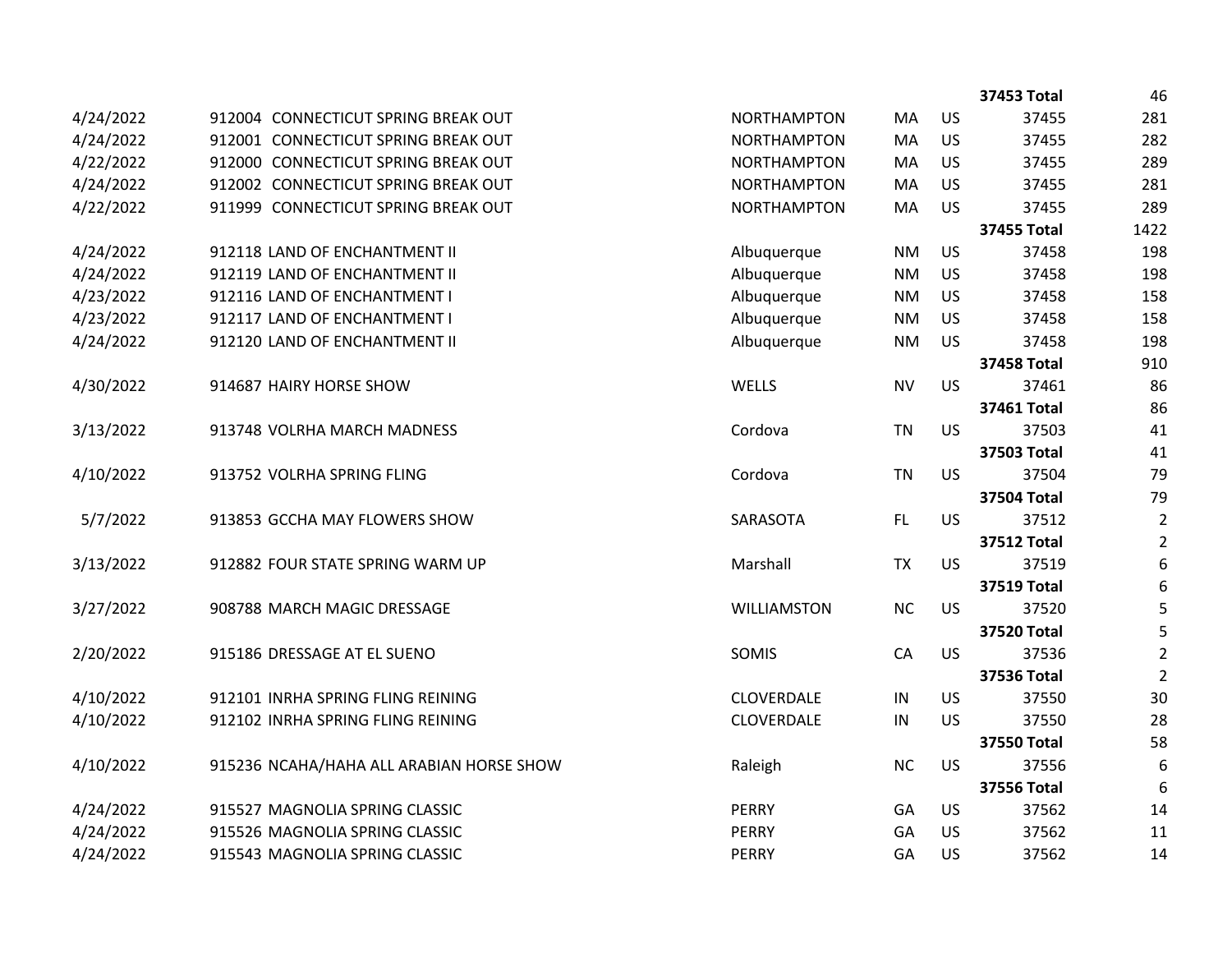| | | | | | | |
|---|---|---|---|---|---|---|
| | | | | | **37453 Total** | 46 |
| 4/24/2022 | 912004 CONNECTICUT SPRING BREAK OUT | NORTHAMPTON | MA | US | 37455 | 281 |
| 4/24/2022 | 912001 CONNECTICUT SPRING BREAK OUT | NORTHAMPTON | MA | US | 37455 | 282 |
| 4/22/2022 | 912000 CONNECTICUT SPRING BREAK OUT | NORTHAMPTON | MA | US | 37455 | 289 |
| 4/24/2022 | 912002 CONNECTICUT SPRING BREAK OUT | NORTHAMPTON | MA | US | 37455 | 281 |
| 4/22/2022 | 911999 CONNECTICUT SPRING BREAK OUT | NORTHAMPTON | MA | US | 37455 | 289 |
| | | | | | **37455 Total** | 1422 |
| 4/24/2022 | 912118 LAND OF ENCHANTMENT II | Albuquerque | NM | US | 37458 | 198 |
| 4/24/2022 | 912119 LAND OF ENCHANTMENT II | Albuquerque | NM | US | 37458 | 198 |
| 4/23/2022 | 912116 LAND OF ENCHANTMENT I | Albuquerque | NM | US | 37458 | 158 |
| 4/23/2022 | 912117 LAND OF ENCHANTMENT I | Albuquerque | NM | US | 37458 | 158 |
| 4/24/2022 | 912120 LAND OF ENCHANTMENT II | Albuquerque | NM | US | 37458 | 198 |
| | | | | | **37458 Total** | 910 |
| 4/30/2022 | 914687 HAIRY HORSE SHOW | WELLS | NV | US | 37461 | 86 |
| | | | | | **37461 Total** | 86 |
| 3/13/2022 | 913748 VOLRHA MARCH MADNESS | Cordova | TN | US | 37503 | 41 |
| | | | | | **37503 Total** | 41 |
| 4/10/2022 | 913752 VOLRHA SPRING FLING | Cordova | TN | US | 37504 | 79 |
| | | | | | **37504 Total** | 79 |
| 5/7/2022 | 913853 GCCHA MAY FLOWERS SHOW | SARASOTA | FL | US | 37512 | 2 |
| | | | | | **37512 Total** | 2 |
| 3/13/2022 | 912882 FOUR STATE SPRING WARM UP | Marshall | TX | US | 37519 | 6 |
| | | | | | **37519 Total** | 6 |
| 3/27/2022 | 908788 MARCH MAGIC DRESSAGE | WILLIAMSTON | NC | US | 37520 | 5 |
| | | | | | **37520 Total** | 5 |
| 2/20/2022 | 915186 DRESSAGE AT EL SUENO | SOMIS | CA | US | 37536 | 2 |
| | | | | | **37536 Total** | 2 |
| 4/10/2022 | 912101 INRHA SPRING FLING REINING | CLOVERDALE | IN | US | 37550 | 30 |
| 4/10/2022 | 912102 INRHA SPRING FLING REINING | CLOVERDALE | IN | US | 37550 | 28 |
| | | | | | **37550 Total** | 58 |
| 4/10/2022 | 915236 NCAHA/HAHA ALL ARABIAN HORSE SHOW | Raleigh | NC | US | 37556 | 6 |
| | | | | | **37556 Total** | 6 |
| 4/24/2022 | 915527 MAGNOLIA SPRING CLASSIC | PERRY | GA | US | 37562 | 14 |
| 4/24/2022 | 915526 MAGNOLIA SPRING CLASSIC | PERRY | GA | US | 37562 | 11 |
| 4/24/2022 | 915543 MAGNOLIA SPRING CLASSIC | PERRY | GA | US | 37562 | 14 |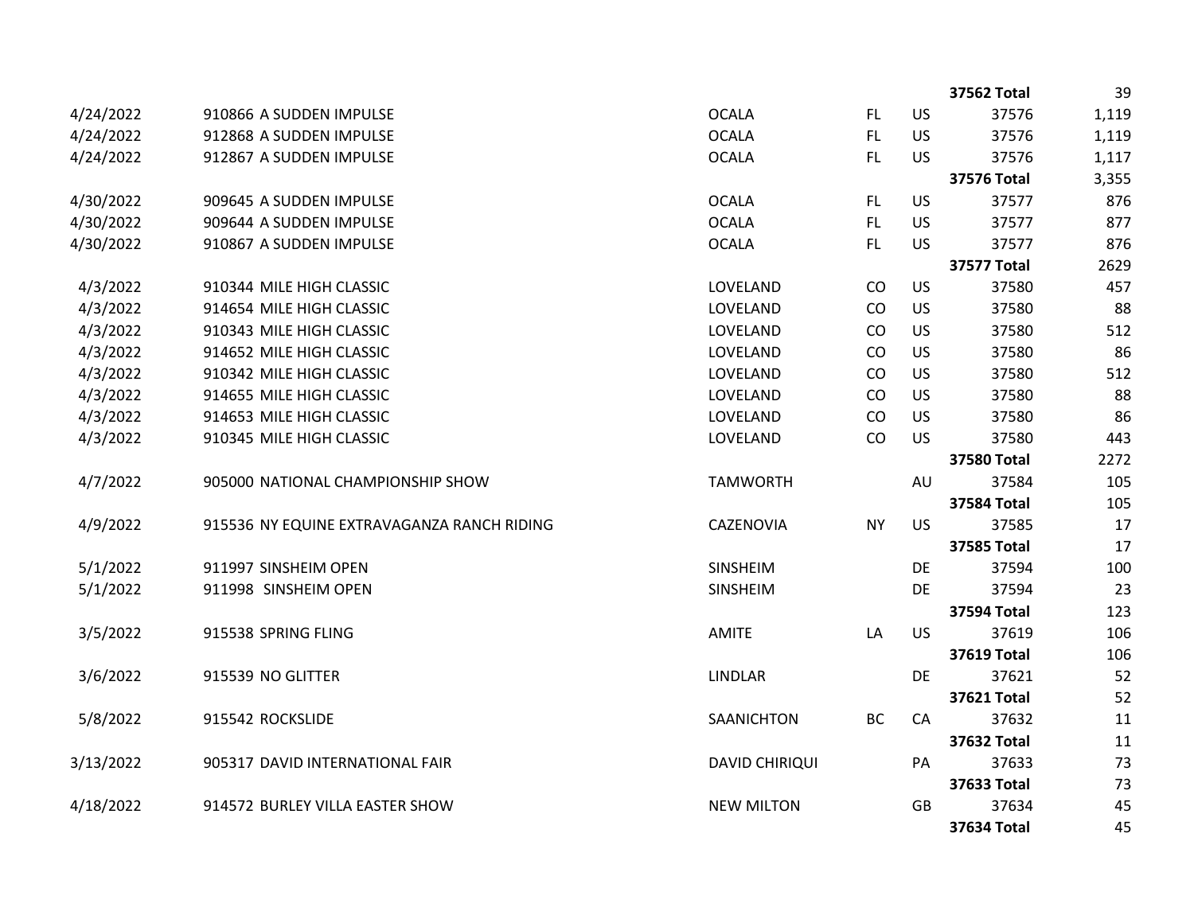| | | | | | | |
|---|---|---|---|---|---|---|
| | | | | | **37562 Total** | 39 |
| 4/24/2022 | 910866 A SUDDEN IMPULSE | OCALA | FL | US | 37576 | 1,119 |
| 4/24/2022 | 912868 A SUDDEN IMPULSE | OCALA | FL | US | 37576 | 1,119 |
| 4/24/2022 | 912867 A SUDDEN IMPULSE | OCALA | FL | US | 37576 | 1,117 |
| | | | | | **37576 Total** | 3,355 |
| 4/30/2022 | 909645 A SUDDEN IMPULSE | OCALA | FL | US | 37577 | 876 |
| 4/30/2022 | 909644 A SUDDEN IMPULSE | OCALA | FL | US | 37577 | 877 |
| 4/30/2022 | 910867 A SUDDEN IMPULSE | OCALA | FL | US | 37577 | 876 |
| | | | | | **37577 Total** | 2629 |
| 4/3/2022 | 910344 MILE HIGH CLASSIC | LOVELAND | CO | US | 37580 | 457 |
| 4/3/2022 | 914654 MILE HIGH CLASSIC | LOVELAND | CO | US | 37580 | 88 |
| 4/3/2022 | 910343 MILE HIGH CLASSIC | LOVELAND | CO | US | 37580 | 512 |
| 4/3/2022 | 914652 MILE HIGH CLASSIC | LOVELAND | CO | US | 37580 | 86 |
| 4/3/2022 | 910342 MILE HIGH CLASSIC | LOVELAND | CO | US | 37580 | 512 |
| 4/3/2022 | 914655 MILE HIGH CLASSIC | LOVELAND | CO | US | 37580 | 88 |
| 4/3/2022 | 914653 MILE HIGH CLASSIC | LOVELAND | CO | US | 37580 | 86 |
| 4/3/2022 | 910345 MILE HIGH CLASSIC | LOVELAND | CO | US | 37580 | 443 |
| | | | | | **37580 Total** | 2272 |
| 4/7/2022 | 905000 NATIONAL CHAMPIONSHIP SHOW | TAMWORTH | | AU | 37584 | 105 |
| | | | | | **37584 Total** | 105 |
| 4/9/2022 | 915536 NY EQUINE EXTRAVAGANZA RANCH RIDING | CAZENOVIA | NY | US | 37585 | 17 |
| | | | | | **37585 Total** | 17 |
| 5/1/2022 | 911997 SINSHEIM OPEN | SINSHEIM | | DE | 37594 | 100 |
| 5/1/2022 | 911998 SINSHEIM OPEN | SINSHEIM | | DE | 37594 | 23 |
| | | | | | **37594 Total** | 123 |
| 3/5/2022 | 915538 SPRING FLING | AMITE | LA | US | 37619 | 106 |
| | | | | | **37619 Total** | 106 |
| 3/6/2022 | 915539 NO GLITTER | LINDLAR | | DE | 37621 | 52 |
| | | | | | **37621 Total** | 52 |
| 5/8/2022 | 915542 ROCKSLIDE | SAANICHTON | BC | CA | 37632 | 11 |
| | | | | | **37632 Total** | 11 |
| 3/13/2022 | 905317 DAVID INTERNATIONAL FAIR | DAVID CHIRIQUI | | PA | 37633 | 73 |
| | | | | | **37633 Total** | 73 |
| 4/18/2022 | 914572 BURLEY VILLA EASTER SHOW | NEW MILTON | | GB | 37634 | 45 |
| | | | | | **37634 Total** | 45 |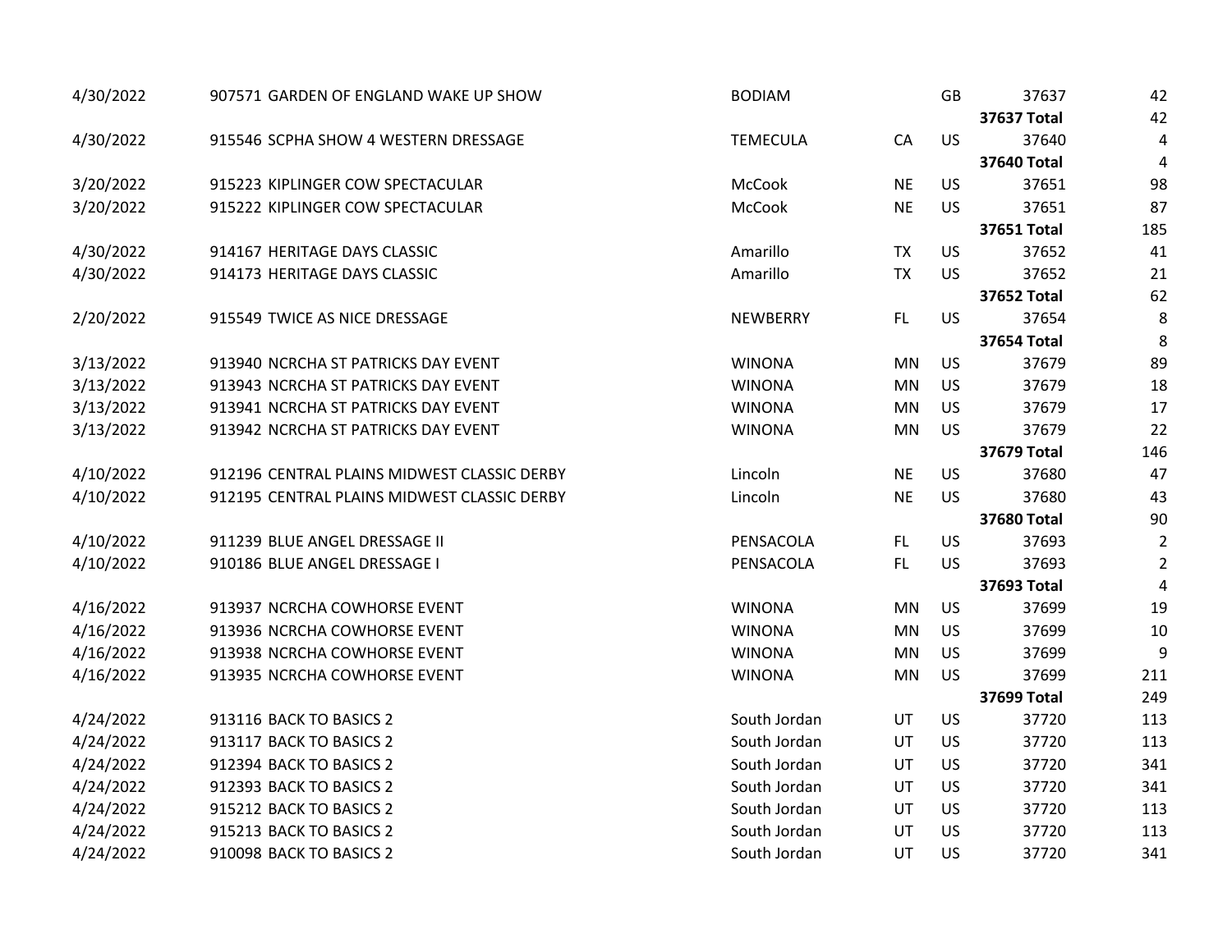| | | | | | | |
|---|---|---|---|---|---|---|
| 4/30/2022 | 907571 GARDEN OF ENGLAND WAKE UP SHOW | BODIAM | | GB | 37637 | 42 |
| | | | | | **37637 Total** | 42 |
| 4/30/2022 | 915546 SCPHA SHOW 4 WESTERN DRESSAGE | TEMECULA | CA | US | 37640 | 4 |
| | | | | | **37640 Total** | 4 |
| 3/20/2022 | 915223 KIPLINGER COW SPECTACULAR | McCook | NE | US | 37651 | 98 |
| 3/20/2022 | 915222 KIPLINGER COW SPECTACULAR | McCook | NE | US | 37651 | 87 |
| | | | | | **37651 Total** | 185 |
| 4/30/2022 | 914167 HERITAGE DAYS CLASSIC | Amarillo | TX | US | 37652 | 41 |
| 4/30/2022 | 914173 HERITAGE DAYS CLASSIC | Amarillo | TX | US | 37652 | 21 |
| | | | | | **37652 Total** | 62 |
| 2/20/2022 | 915549 TWICE AS NICE DRESSAGE | NEWBERRY | FL | US | 37654 | 8 |
| | | | | | **37654 Total** | 8 |
| 3/13/2022 | 913940 NCRCHA ST PATRICKS DAY EVENT | WINONA | MN | US | 37679 | 89 |
| 3/13/2022 | 913943 NCRCHA ST PATRICKS DAY EVENT | WINONA | MN | US | 37679 | 18 |
| 3/13/2022 | 913941 NCRCHA ST PATRICKS DAY EVENT | WINONA | MN | US | 37679 | 17 |
| 3/13/2022 | 913942 NCRCHA ST PATRICKS DAY EVENT | WINONA | MN | US | 37679 | 22 |
| | | | | | **37679 Total** | 146 |
| 4/10/2022 | 912196 CENTRAL PLAINS MIDWEST CLASSIC DERBY | Lincoln | NE | US | 37680 | 47 |
| 4/10/2022 | 912195 CENTRAL PLAINS MIDWEST CLASSIC DERBY | Lincoln | NE | US | 37680 | 43 |
| | | | | | **37680 Total** | 90 |
| 4/10/2022 | 911239 BLUE ANGEL DRESSAGE II | PENSACOLA | FL | US | 37693 | 2 |
| 4/10/2022 | 910186 BLUE ANGEL DRESSAGE I | PENSACOLA | FL | US | 37693 | 2 |
| | | | | | **37693 Total** | 4 |
| 4/16/2022 | 913937 NCRCHA COWHORSE EVENT | WINONA | MN | US | 37699 | 19 |
| 4/16/2022 | 913936 NCRCHA COWHORSE EVENT | WINONA | MN | US | 37699 | 10 |
| 4/16/2022 | 913938 NCRCHA COWHORSE EVENT | WINONA | MN | US | 37699 | 9 |
| 4/16/2022 | 913935 NCRCHA COWHORSE EVENT | WINONA | MN | US | 37699 | 211 |
| | | | | | **37699 Total** | 249 |
| 4/24/2022 | 913116 BACK TO BASICS 2 | South Jordan | UT | US | 37720 | 113 |
| 4/24/2022 | 913117 BACK TO BASICS 2 | South Jordan | UT | US | 37720 | 113 |
| 4/24/2022 | 912394 BACK TO BASICS 2 | South Jordan | UT | US | 37720 | 341 |
| 4/24/2022 | 912393 BACK TO BASICS 2 | South Jordan | UT | US | 37720 | 341 |
| 4/24/2022 | 915212 BACK TO BASICS 2 | South Jordan | UT | US | 37720 | 113 |
| 4/24/2022 | 915213 BACK TO BASICS 2 | South Jordan | UT | US | 37720 | 113 |
| 4/24/2022 | 910098 BACK TO BASICS 2 | South Jordan | UT | US | 37720 | 341 |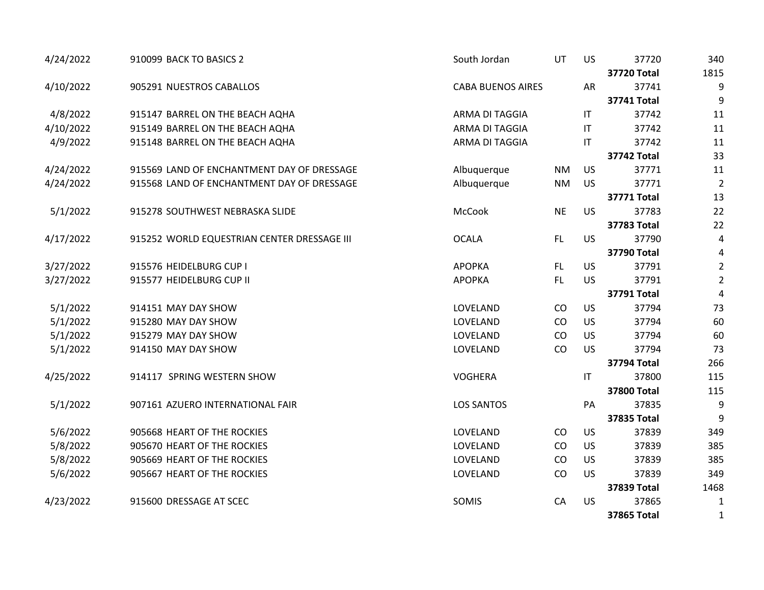| | | | | | | |
|---|---|---|---|---|---|---|
| 4/24/2022 | 910099 BACK TO BASICS 2 | South Jordan | UT | US | 37720 | 340 |
| | | | | | **37720 Total** | 1815 |
| 4/10/2022 | 905291 NUESTROS CABALLOS | CABA BUENOS AIRES | | AR | 37741 | 9 |
| | | | | | **37741 Total** | 9 |
| 4/8/2022 | 915147 BARREL ON THE BEACH AQHA | ARMA DI TAGGIA | | IT | 37742 | 11 |
| 4/10/2022 | 915149 BARREL ON THE BEACH AQHA | ARMA DI TAGGIA | | IT | 37742 | 11 |
| 4/9/2022 | 915148 BARREL ON THE BEACH AQHA | ARMA DI TAGGIA | | IT | 37742 | 11 |
| | | | | | **37742 Total** | 33 |
| 4/24/2022 | 915569 LAND OF ENCHANTMENT DAY OF DRESSAGE | Albuquerque | NM | US | 37771 | 11 |
| 4/24/2022 | 915568 LAND OF ENCHANTMENT DAY OF DRESSAGE | Albuquerque | NM | US | 37771 | 2 |
| | | | | | **37771 Total** | 13 |
| 5/1/2022 | 915278 SOUTHWEST NEBRASKA SLIDE | McCook | NE | US | 37783 | 22 |
| | | | | | **37783 Total** | 22 |
| 4/17/2022 | 915252 WORLD EQUESTRIAN CENTER DRESSAGE III | OCALA | FL | US | 37790 | 4 |
| | | | | | **37790 Total** | 4 |
| 3/27/2022 | 915576 HEIDELBURG CUP I | APOPKA | FL | US | 37791 | 2 |
| 3/27/2022 | 915577 HEIDELBURG CUP II | APOPKA | FL | US | 37791 | 2 |
| | | | | | **37791 Total** | 4 |
| 5/1/2022 | 914151 MAY DAY SHOW | LOVELAND | CO | US | 37794 | 73 |
| 5/1/2022 | 915280 MAY DAY SHOW | LOVELAND | CO | US | 37794 | 60 |
| 5/1/2022 | 915279 MAY DAY SHOW | LOVELAND | CO | US | 37794 | 60 |
| 5/1/2022 | 914150 MAY DAY SHOW | LOVELAND | CO | US | 37794 | 73 |
| | | | | | **37794 Total** | 266 |
| 4/25/2022 | 914117 SPRING WESTERN SHOW | VOGHERA | | IT | 37800 | 115 |
| | | | | | **37800 Total** | 115 |
| 5/1/2022 | 907161 AZUERO INTERNATIONAL FAIR | LOS SANTOS | | PA | 37835 | 9 |
| | | | | | **37835 Total** | 9 |
| 5/6/2022 | 905668 HEART OF THE ROCKIES | LOVELAND | CO | US | 37839 | 349 |
| 5/8/2022 | 905670 HEART OF THE ROCKIES | LOVELAND | CO | US | 37839 | 385 |
| 5/8/2022 | 905669 HEART OF THE ROCKIES | LOVELAND | CO | US | 37839 | 385 |
| 5/6/2022 | 905667 HEART OF THE ROCKIES | LOVELAND | CO | US | 37839 | 349 |
| | | | | | **37839 Total** | 1468 |
| 4/23/2022 | 915600 DRESSAGE AT SCEC | SOMIS | CA | US | 37865 | 1 |
| | | | | | **37865 Total** | 1 |